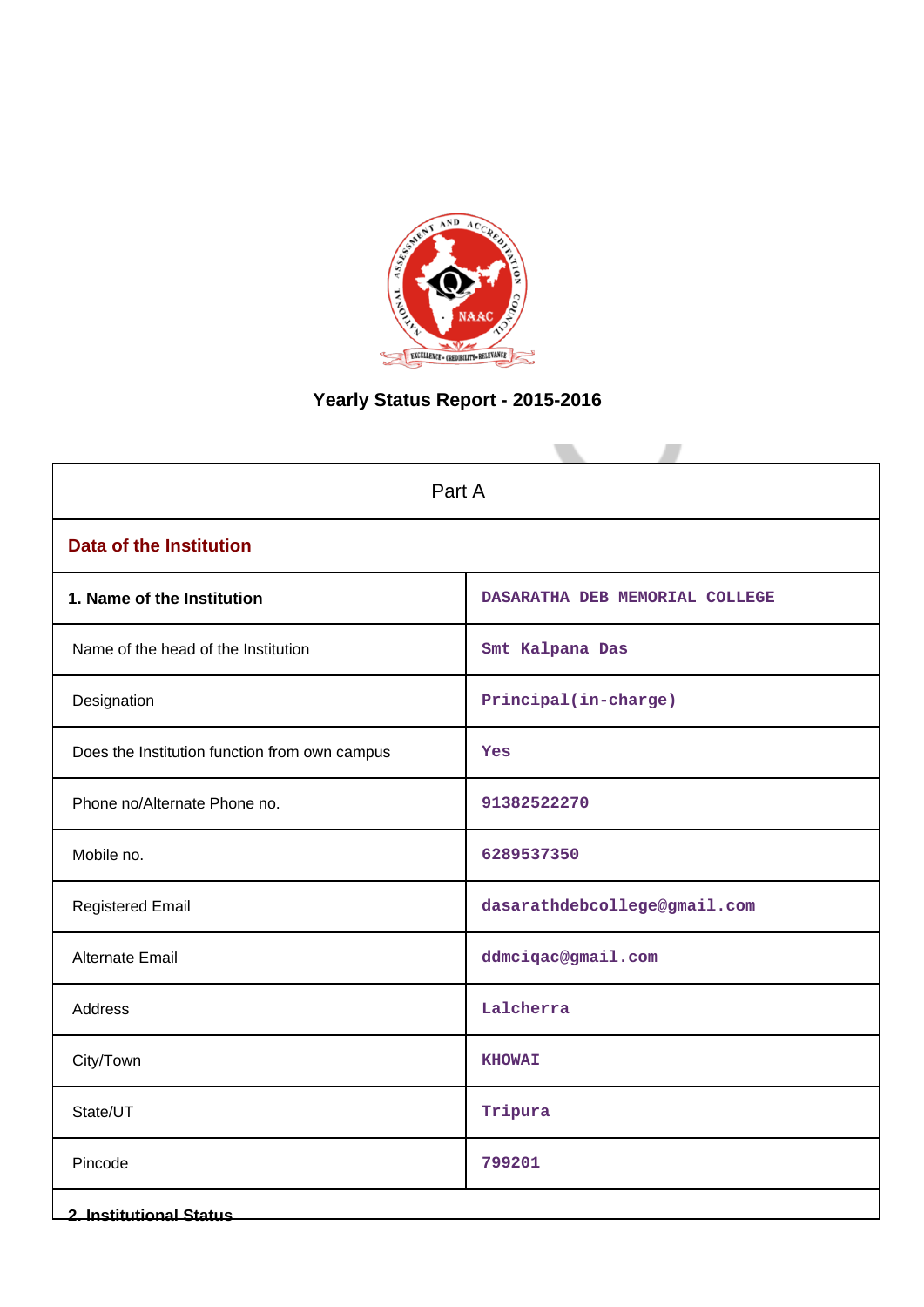# Yearly Status Report - 2015-2016

| Part A | |
|---|---|
| **Data of the Institution** | |
| **1. Name of the Institution** | DASARATHA DEB MEMORIAL COLLEGE |
| Name of the head of the Institution | Smt Kalpana Das |
| Designation | Principal(in-charge) |
| Does the Institution function from own campus | Yes |
| Phone no/Alternate Phone no. | 91382522270 |
| Mobile no. | 6289537350 |
| Registered Email | dasarathdebcollege@gmail.com |
| Alternate Email | ddmciqac@gmail.com |
| Address | Lalcherra |
| City/Town | KHOWAI |
| State/UT | Tripura |
| Pincode | 799201 |

**2. Institutional Status**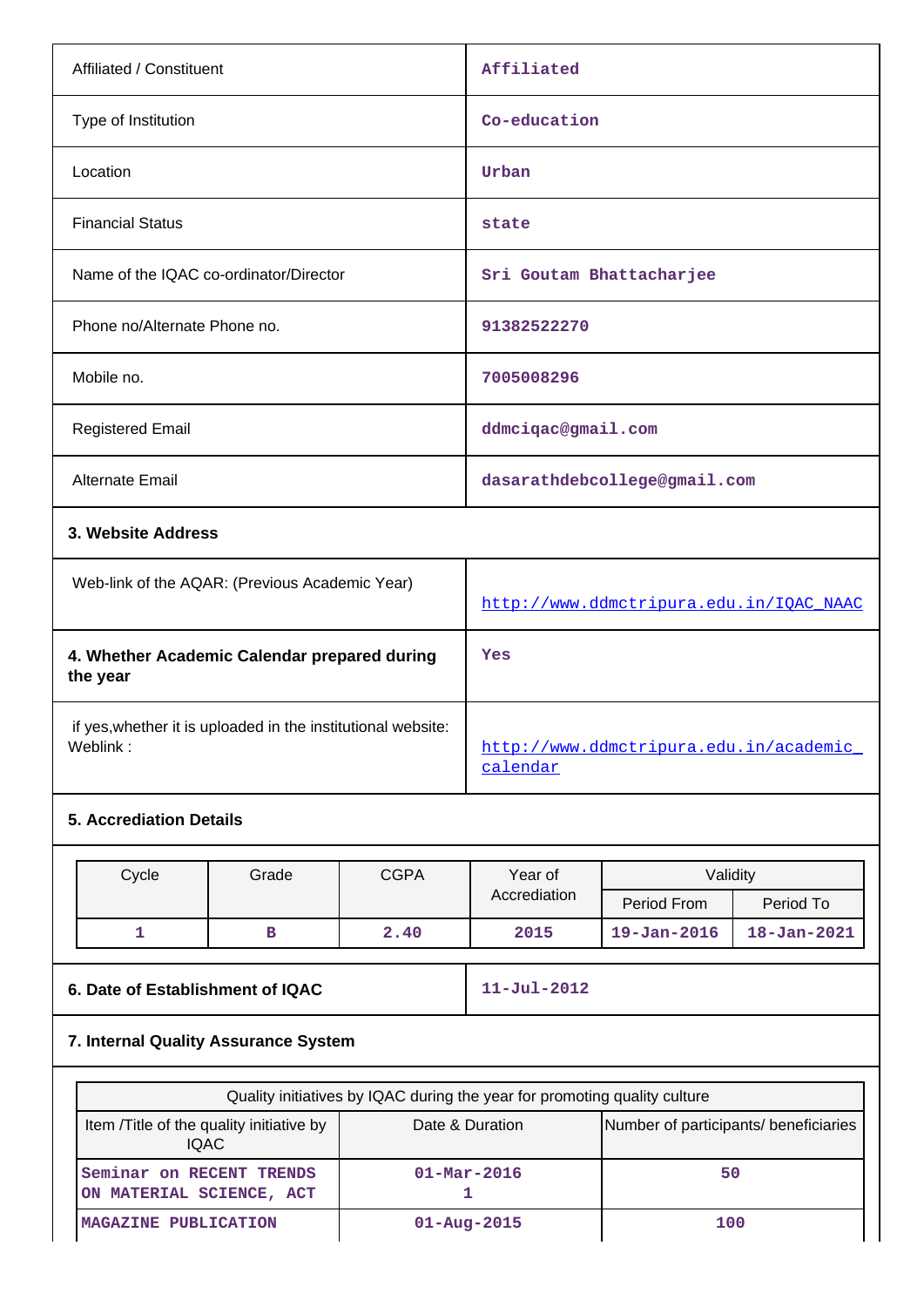| | |
|---|---|
| Affiliated / Constituent | Affiliated |
| Type of Institution | Co-education |
| Location | Urban |
| Financial Status | state |
| Name of the IQAC co-ordinator/Director | Sri Goutam Bhattacharjee |
| Phone no/Alternate Phone no. | 91382522270 |
| Mobile no. | 7005008296 |
| Registered Email | ddmciqac@gmail.com |
| Alternate Email | dasarathdebcollege@gmail.com |

**3. Website Address**

| | |
|---|---|
| Web-link of the AQAR: (Previous Academic Year) | http://www.ddmctripura.edu.in/IQAC_NAAC |

| | |
|---|---|
| **4. Whether Academic Calendar prepared during the year** | Yes |
| if yes,whether it is uploaded in the institutional website: Weblink : | http://www.ddmctripura.edu.in/academic_calendar |

**5. Accrediation Details**

| Cycle | Grade | CGPA | Year of Accrediation | Validity | |
|---|---|---|---|---|---|
| | | | | Period From | Period To |
| 1 | B | 2.40 | 2015 | 19-Jan-2016 | 18-Jan-2021 |

| | |
|---|---|
| **6. Date of Establishment of IQAC** | 11-Jul-2012 |

**7. Internal Quality Assurance System**

| Quality initiatives by IQAC during the year for promoting quality culture | | |
|---|---|---|
| Item /Title of the quality initiative by IQAC | Date & Duration | Number of participants/ beneficiaries |
| Seminar on RECENT TRENDS ON MATERIAL SCIENCE, ACT | 01-Mar-2016 1 | 50 |
| MAGAZINE PUBLICATION | 01-Aug-2015 | 100 |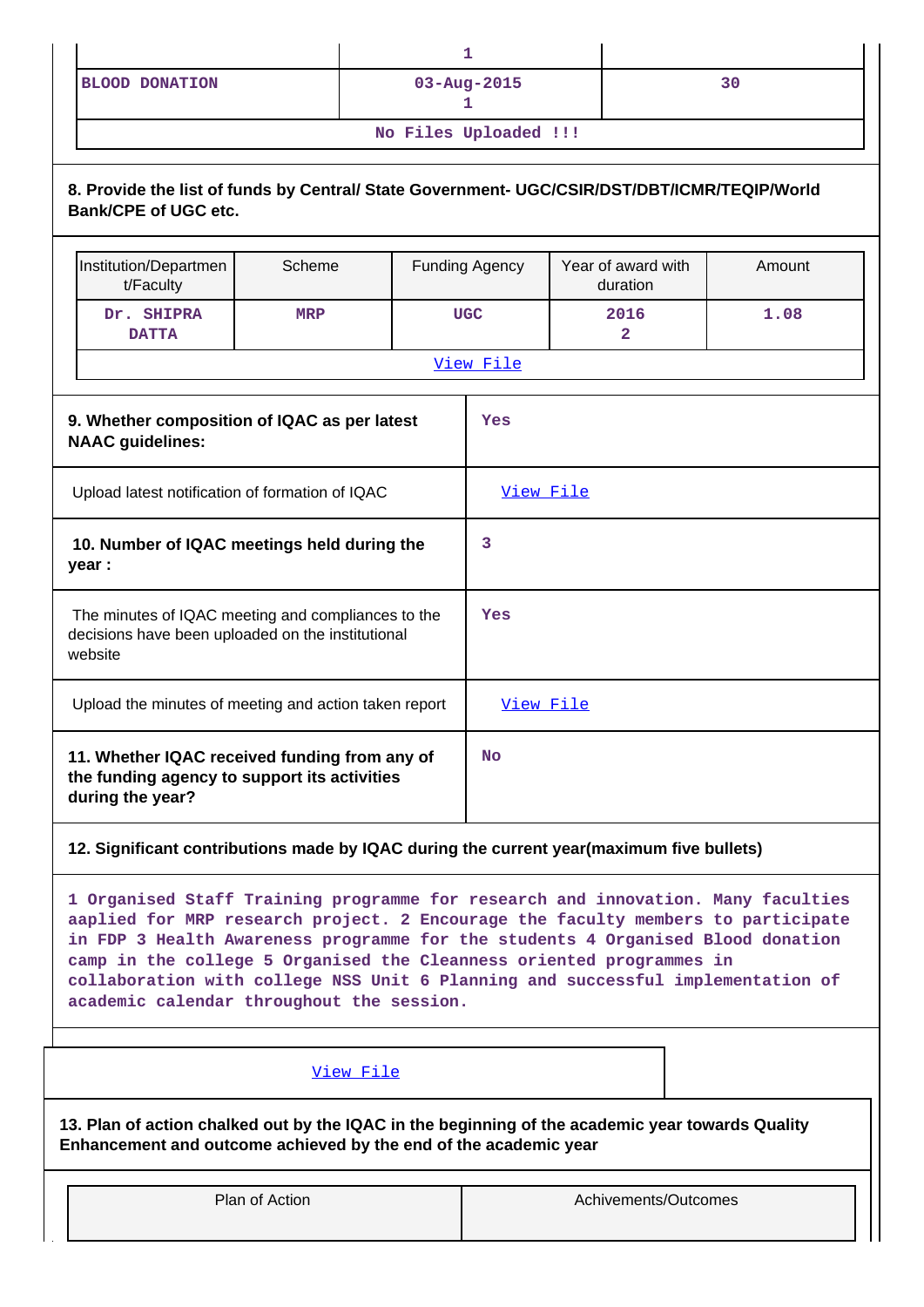| | 1 | |
|---|---|---|
| BLOOD DONATION | 03-Aug-2015<br>1 | 30 |
| No Files Uploaded !!! | | |

**8. Provide the list of funds by Central/ State Government- UGC/CSIR/DST/DBT/ICMR/TEQIP/World Bank/CPE of UGC etc.**

| Institution/Department/Faculty | Scheme | Funding Agency | Year of award with duration | Amount |
|---|---|---|---|---|
| Dr. SHIPRA DATTA | MRP | UGC | 2016<br>2 | 1.08 |
| View File | | | | |

| | |
|---|---|
| **9. Whether composition of IQAC as per latest NAAC guidelines:** | Yes |
| Upload latest notification of formation of IQAC | View File |
| **10. Number of IQAC meetings held during the year :** | 3 |
| The minutes of IQAC meeting and compliances to the decisions have been uploaded on the institutional website | Yes |
| Upload the minutes of meeting and action taken report | View File |
| **11. Whether IQAC received funding from any of the funding agency to support its activities during the year?** | No |

**12. Significant contributions made by IQAC during the current year(maximum five bullets)**

1 Organised Staff Training programme for research and innovation. Many faculties aaplied for MRP research project. 2 Encourage the faculty members to participate in FDP 3 Health Awareness programme for the students 4 Organised Blood donation camp in the college 5 Organised the Cleanness oriented programmes in collaboration with college NSS Unit 6 Planning and successful implementation of academic calendar throughout the session.

View File

**13. Plan of action chalked out by the IQAC in the beginning of the academic year towards Quality Enhancement and outcome achieved by the end of the academic year**

| Plan of Action | Achivements/Outcomes |
|---|---|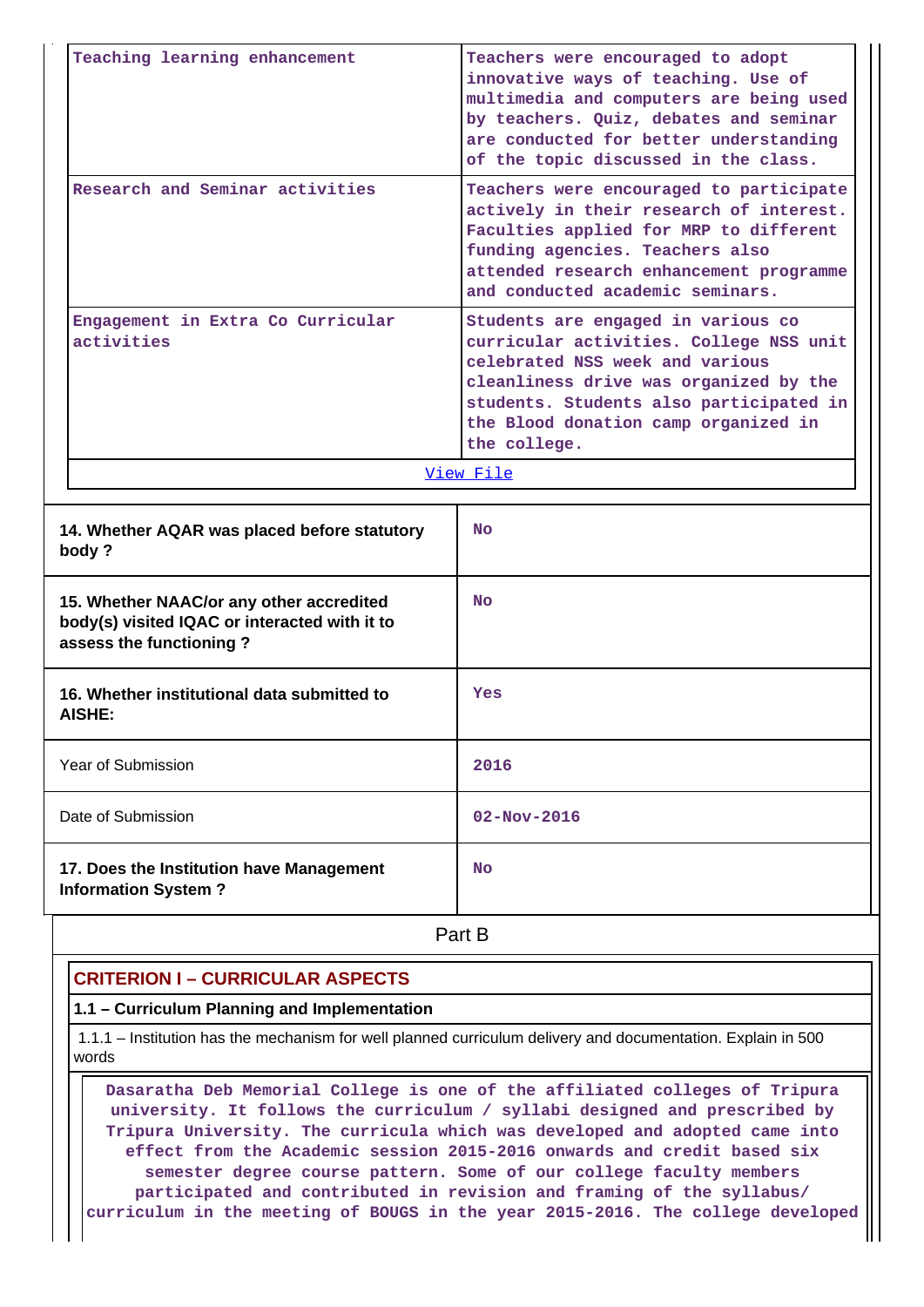| Teaching learning enhancement | Teachers were encouraged to adopt innovative ways of teaching. Use of multimedia and computers are being used by teachers. Quiz, debates and seminar are conducted for better understanding of the topic discussed in the class. |
|---|---|
| Research and Seminar activities | Teachers were encouraged to participate actively in their research of interest. Faculties applied for MRP to different funding agencies. Teachers also attended research enhancement programme and conducted academic seminars. |
| Engagement in Extra Co Curricular activities | Students are engaged in various co curricular activities. College NSS unit celebrated NSS week and various cleanliness drive was organized by the students. Students also participated in the Blood donation camp organized in the college. |

View File

| | |
|---|---|
| **14. Whether AQAR was placed before statutory body ?** | No |
| **15. Whether NAAC/or any other accredited body(s) visited IQAC or interacted with it to assess the functioning ?** | No |
| **16. Whether institutional data submitted to AISHE:** | Yes |
| Year of Submission | 2016 |
| Date of Submission | 02-Nov-2016 |
| **17. Does the Institution have Management Information System ?** | No |

## Part B

### CRITERION I – CURRICULAR ASPECTS

**1.1 – Curriculum Planning and Implementation**

1.1.1 – Institution has the mechanism for well planned curriculum delivery and documentation. Explain in 500 words

Dasaratha Deb Memorial College is one of the affiliated colleges of Tripura university. It follows the curriculum / syllabi designed and prescribed by Tripura University. The curricula which was developed and adopted came into effect from the Academic session 2015-2016 onwards and credit based six semester degree course pattern. Some of our college faculty members participated and contributed in revision and framing of the syllabus/ curriculum in the meeting of BOUGS in the year 2015-2016. The college developed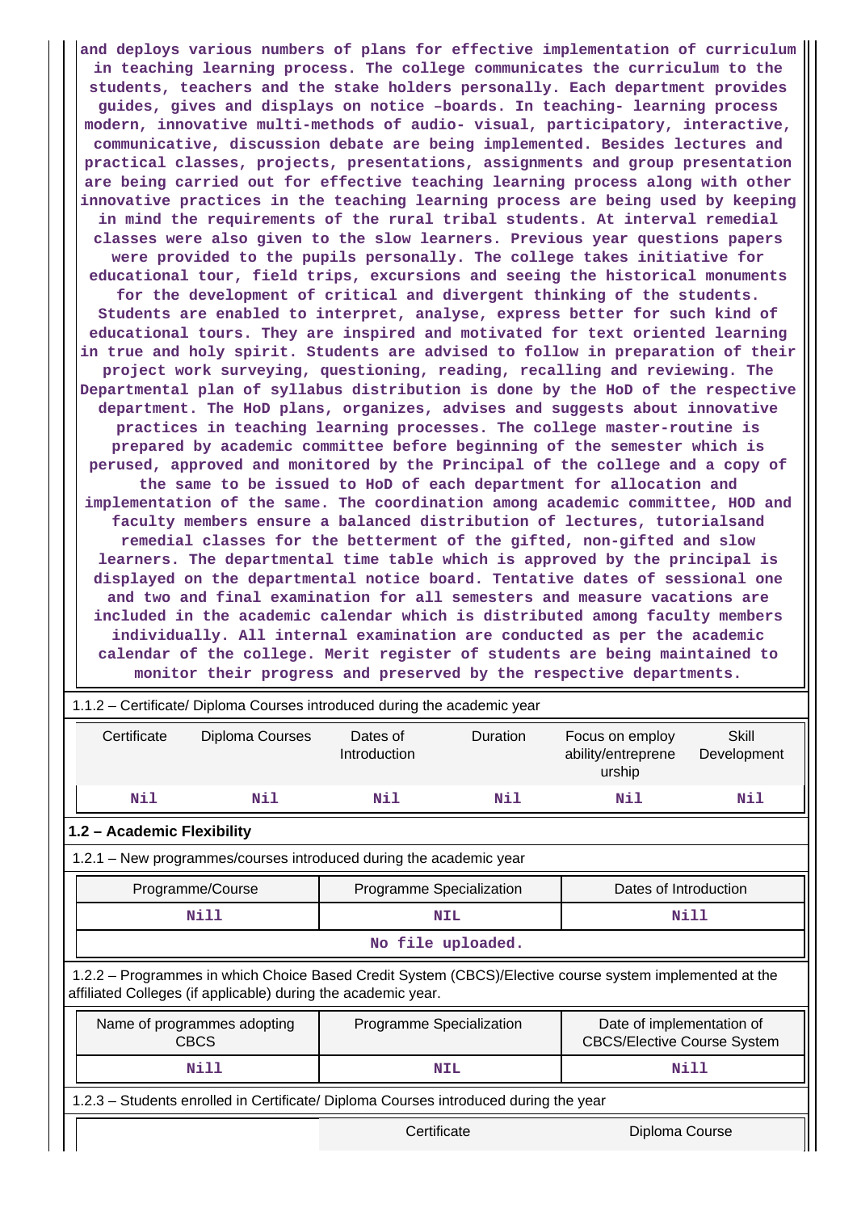and deploys various numbers of plans for effective implementation of curriculum in teaching learning process. The college communicates the curriculum to the students, teachers and the stake holders personally. Each department provides guides, gives and displays on notice –boards. In teaching- learning process modern, innovative multi-methods of audio- visual, participatory, interactive, communicative, discussion debate are being implemented. Besides lectures and practical classes, projects, presentations, assignments and group presentation are being carried out for effective teaching learning process along with other innovative practices in the teaching learning process are being used by keeping in mind the requirements of the rural tribal students. At interval remedial classes were also given to the slow learners. Previous year questions papers were provided to the pupils personally. The college takes initiative for educational tour, field trips, excursions and seeing the historical monuments for the development of critical and divergent thinking of the students. Students are enabled to interpret, analyse, express better for such kind of educational tours. They are inspired and motivated for text oriented learning in true and holy spirit. Students are advised to follow in preparation of their project work surveying, questioning, reading, recalling and reviewing. The Departmental plan of syllabus distribution is done by the HoD of the respective department. The HoD plans, organizes, advises and suggests about innovative practices in teaching learning processes. The college master-routine is prepared by academic committee before beginning of the semester which is perused, approved and monitored by the Principal of the college and a copy of the same to be issued to HoD of each department for allocation and implementation of the same. The coordination among academic committee, HOD and faculty members ensure a balanced distribution of lectures, tutorialsand remedial classes for the betterment of the gifted, non-gifted and slow learners. The departmental time table which is approved by the principal is displayed on the departmental notice board. Tentative dates of sessional one and two and final examination for all semesters and measure vacations are included in the academic calendar which is distributed among faculty members individually. All internal examination are conducted as per the academic calendar of the college. Merit register of students are being maintained to monitor their progress and preserved by the respective departments.

1.1.2 – Certificate/ Diploma Courses introduced during the academic year

| Certificate | Diploma Courses | Dates of Introduction | Duration | Focus on employ ability/entreprene urship | Skill Development |
|---|---|---|---|---|---|
| Nil | Nil | Nil | Nil | Nil | Nil |

**1.2 – Academic Flexibility**

1.2.1 – New programmes/courses introduced during the academic year

| Programme/Course | Programme Specialization | Dates of Introduction |
|---|---|---|
| Nill | NIL | Nill |
| No file uploaded. | | |

1.2.2 – Programmes in which Choice Based Credit System (CBCS)/Elective course system implemented at the affiliated Colleges (if applicable) during the academic year.

| Name of programmes adopting CBCS | Programme Specialization | Date of implementation of CBCS/Elective Course System |
|---|---|---|
| Nill | NIL | Nill |

1.2.3 – Students enrolled in Certificate/ Diploma Courses introduced during the year

| | Certificate | Diploma Course |
|---|---|---|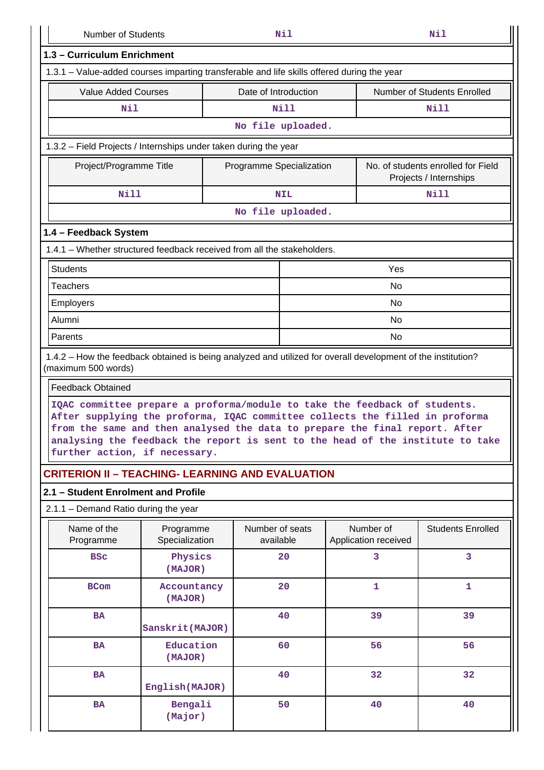| Number of Students | Nil | Nil |
|---|---|---|

### 1.3 – Curriculum Enrichment

1.3.1 – Value-added courses imparting transferable and life skills offered during the year

| Value Added Courses | Date of Introduction | Number of Students Enrolled |
|---|---|---|
| Nil | Nill | Nill |
| No file uploaded. | | |

1.3.2 – Field Projects / Internships under taken during the year

| Project/Programme Title | Programme Specialization | No. of students enrolled for Field Projects / Internships |
|---|---|---|
| Nill | NIL | Nill |
| No file uploaded. | | |

### 1.4 – Feedback System

1.4.1 – Whether structured feedback received from all the stakeholders.

| Stakeholder | Response |
|---|---|
| Students | Yes |
| Teachers | No |
| Employers | No |
| Alumni | No |
| Parents | No |

1.4.2 – How the feedback obtained is being analyzed and utilized for overall development of the institution? (maximum 500 words)

| Feedback Obtained |
|---|
| IQAC committee prepare a proforma/module to take the feedback of students. After supplying the proforma, IQAC committee collects the filled in proforma from the same and then analysed the data to prepare the final report. After analysing the feedback the report is sent to the head of the institute to take further action, if necessary. |

## CRITERION II – TEACHING- LEARNING AND EVALUATION

### 2.1 – Student Enrolment and Profile

2.1.1 – Demand Ratio during the year

| Name of the Programme | Programme Specialization | Number of seats available | Number of Application received | Students Enrolled |
|---|---|---|---|---|
| BSc | Physics (MAJOR) | 20 | 3 | 3 |
| BCom | Accountancy (MAJOR) | 20 | 1 | 1 |
| BA | Sanskrit(MAJOR) | 40 | 39 | 39 |
| BA | Education (MAJOR) | 60 | 56 | 56 |
| BA | English(MAJOR) | 40 | 32 | 32 |
| BA | Bengali (Major) | 50 | 40 | 40 |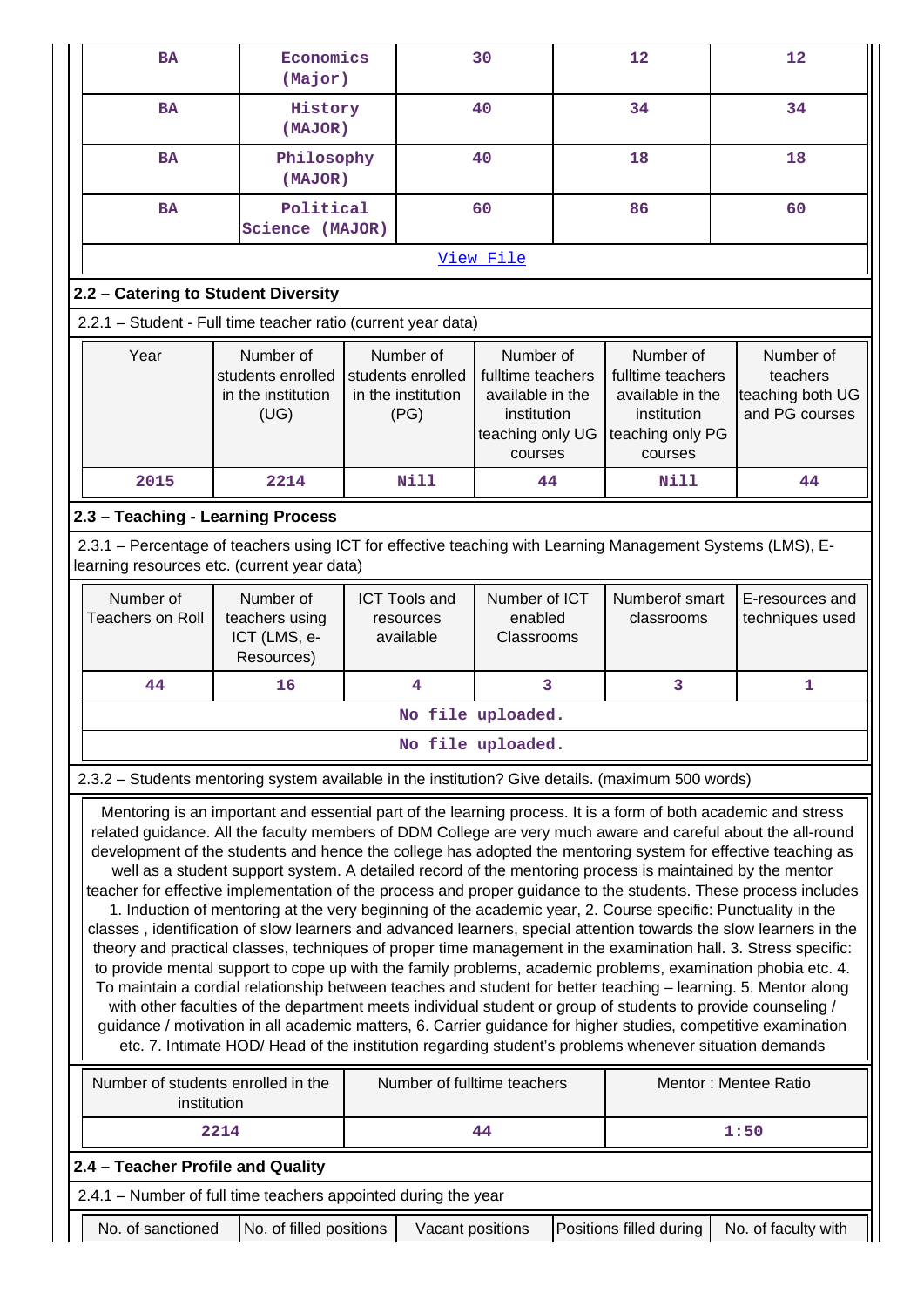| BA | Economics (Major) | 30 | 12 | 12 |
|---|---|---|---|---|
| BA | History (MAJOR) | 40 | 34 | 34 |
| BA | Philosophy (MAJOR) | 40 | 18 | 18 |
| BA | Political Science (MAJOR) | 60 | 86 | 60 |

View File

## 2.2 – Catering to Student Diversity

2.2.1 – Student - Full time teacher ratio (current year data)

| Year | Number of students enrolled in the institution (UG) | Number of students enrolled in the institution (PG) | Number of fulltime teachers available in the institution teaching only UG courses | Number of fulltime teachers available in the institution teaching only PG courses | Number of teachers teaching both UG and PG courses |
|---|---|---|---|---|---|
| 2015 | 2214 | Nill | 44 | Nill | 44 |

## 2.3 – Teaching - Learning Process

2.3.1 – Percentage of teachers using ICT for effective teaching with Learning Management Systems (LMS), E-learning resources etc. (current year data)

| Number of Teachers on Roll | Number of teachers using ICT (LMS, e-Resources) | ICT Tools and resources available | Number of ICT enabled Classrooms | Numberof smart classrooms | E-resources and techniques used |
|---|---|---|---|---|---|
| 44 | 16 | 4 | 3 | 3 | 1 |

No file uploaded.

No file uploaded.

2.3.2 – Students mentoring system available in the institution? Give details. (maximum 500 words)

Mentoring is an important and essential part of the learning process. It is a form of both academic and stress related guidance. All the faculty members of DDM College are very much aware and careful about the all-round development of the students and hence the college has adopted the mentoring system for effective teaching as well as a student support system. A detailed record of the mentoring process is maintained by the mentor teacher for effective implementation of the process and proper guidance to the students. These process includes 1. Induction of mentoring at the very beginning of the academic year, 2. Course specific: Punctuality in the classes , identification of slow learners and advanced learners, special attention towards the slow learners in the theory and practical classes, techniques of proper time management in the examination hall. 3. Stress specific: to provide mental support to cope up with the family problems, academic problems, examination phobia etc. 4. To maintain a cordial relationship between teaches and student for better teaching – learning. 5. Mentor along with other faculties of the department meets individual student or group of students to provide counseling / guidance / motivation in all academic matters, 6. Carrier guidance for higher studies, competitive examination etc. 7. Intimate HOD/ Head of the institution regarding student's problems whenever situation demands

| Number of students enrolled in the institution | Number of fulltime teachers | Mentor : Mentee Ratio |
|---|---|---|
| 2214 | 44 | 1:50 |

## 2.4 – Teacher Profile and Quality

2.4.1 – Number of full time teachers appointed during the year

| No. of sanctioned | No. of filled positions | Vacant positions | Positions filled during | No. of faculty with |
|---|---|---|---|---|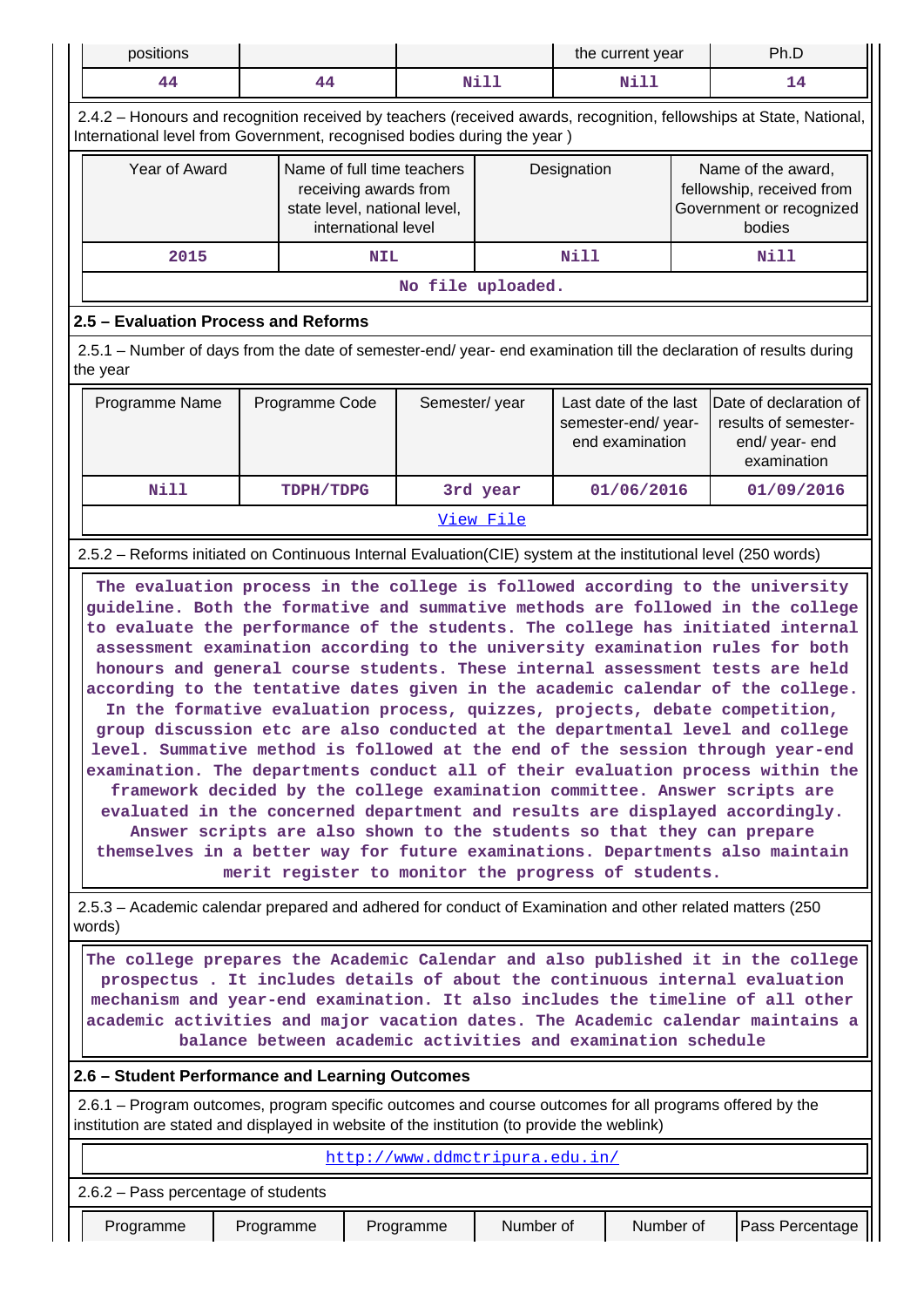| positions | | | the current year | Ph.D |
|---|---|---|---|---|
| 44 | 44 | Nill | Nill | 14 |

2.4.2 – Honours and recognition received by teachers (received awards, recognition, fellowships at State, National, International level from Government, recognised bodies during the year )

| Year of Award | Name of full time teachers receiving awards from state level, national level, international level | Designation | Name of the award, fellowship, received from Government or recognized bodies |
|---|---|---|---|
| 2015 | NIL | Nill | Nill |
| No file uploaded. | | | |

**2.5 – Evaluation Process and Reforms**

2.5.1 – Number of days from the date of semester-end/ year- end examination till the declaration of results during the year

| Programme Name | Programme Code | Semester/ year | Last date of the last semester-end/ year- end examination | Date of declaration of results of semester-end/ year- end examination |
|---|---|---|---|---|
| Nill | TDPH/TDPG | 3rd year | 01/06/2016 | 01/09/2016 |
| View File | | | | |

2.5.2 – Reforms initiated on Continuous Internal Evaluation(CIE) system at the institutional level (250 words)

The evaluation process in the college is followed according to the university guideline. Both the formative and summative methods are followed in the college to evaluate the performance of the students. The college has initiated internal assessment examination according to the university examination rules for both honours and general course students. These internal assessment tests are held according to the tentative dates given in the academic calendar of the college. In the formative evaluation process, quizzes, projects, debate competition, group discussion etc are also conducted at the departmental level and college level. Summative method is followed at the end of the session through year-end examination. The departments conduct all of their evaluation process within the framework decided by the college examination committee. Answer scripts are evaluated in the concerned department and results are displayed accordingly. Answer scripts are also shown to the students so that they can prepare themselves in a better way for future examinations. Departments also maintain merit register to monitor the progress of students.

2.5.3 – Academic calendar prepared and adhered for conduct of Examination and other related matters (250 words)

The college prepares the Academic Calendar and also published it in the college prospectus . It includes details of about the continuous internal evaluation mechanism and year-end examination. It also includes the timeline of all other academic activities and major vacation dates. The Academic calendar maintains a balance between academic activities and examination schedule

**2.6 – Student Performance and Learning Outcomes**

2.6.1 – Program outcomes, program specific outcomes and course outcomes for all programs offered by the institution are stated and displayed in website of the institution (to provide the weblink)

http://www.ddmctripura.edu.in/

2.6.2 – Pass percentage of students

| Programme | Programme | Programme | Number of | Number of | Pass Percentage |
|---|---|---|---|---|---|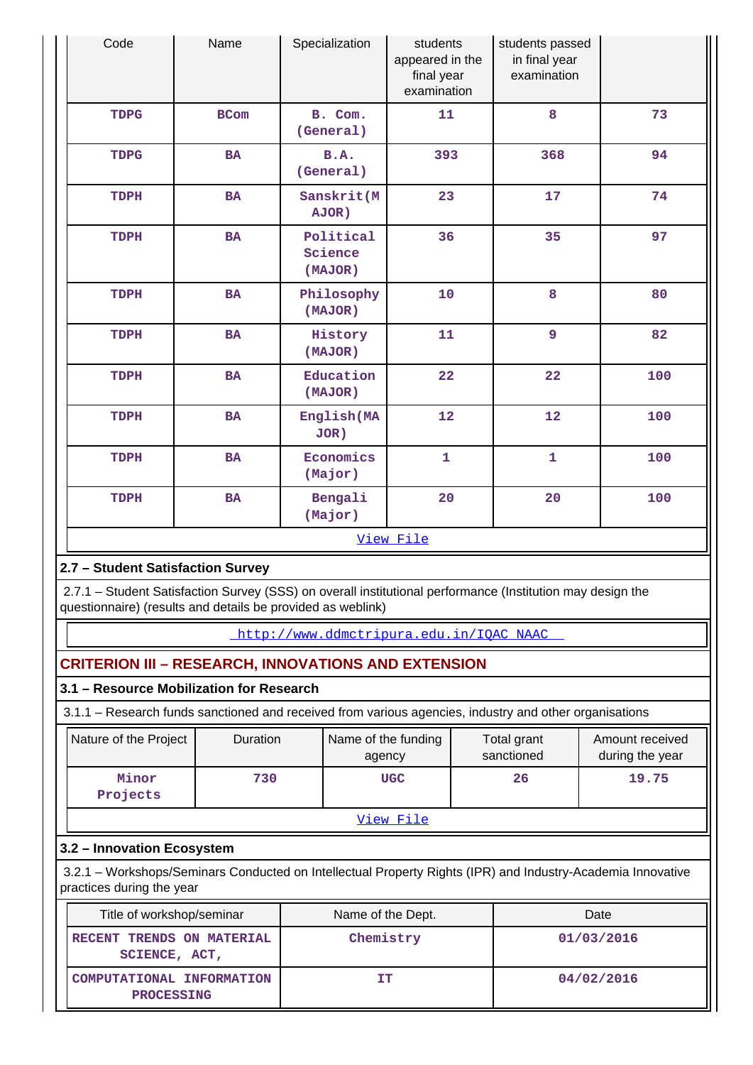| Code | Name | Specialization | students appeared in the final year examination | students passed in final year examination | |
|---|---|---|---|---|---|
| TDPG | BCom | B. Com. (General) | 11 | 8 | 73 |
| TDPG | BA | B.A. (General) | 393 | 368 | 94 |
| TDPH | BA | Sanskrit(MAJOR) | 23 | 17 | 74 |
| TDPH | BA | Political Science (MAJOR) | 36 | 35 | 97 |
| TDPH | BA | Philosophy (MAJOR) | 10 | 8 | 80 |
| TDPH | BA | History (MAJOR) | 11 | 9 | 82 |
| TDPH | BA | Education (MAJOR) | 22 | 22 | 100 |
| TDPH | BA | English(MAJOR) | 12 | 12 | 100 |
| TDPH | BA | Economics (Major) | 1 | 1 | 100 |
| TDPH | BA | Bengali (Major) | 20 | 20 | 100 |

View File

### 2.7 – Student Satisfaction Survey

2.7.1 – Student Satisfaction Survey (SSS) on overall institutional performance (Institution may design the questionnaire) (results and details be provided as weblink)

http://www.ddmctripura.edu.in/IQAC_NAAC

## CRITERION III – RESEARCH, INNOVATIONS AND EXTENSION

### 3.1 – Resource Mobilization for Research

3.1.1 – Research funds sanctioned and received from various agencies, industry and other organisations

| Nature of the Project | Duration | Name of the funding agency | Total grant sanctioned | Amount received during the year |
|---|---|---|---|---|
| Minor Projects | 730 | UGC | 26 | 19.75 |

View File

### 3.2 – Innovation Ecosystem

3.2.1 – Workshops/Seminars Conducted on Intellectual Property Rights (IPR) and Industry-Academia Innovative practices during the year

| Title of workshop/seminar | Name of the Dept. | Date |
|---|---|---|
| RECENT TRENDS ON MATERIAL SCIENCE, ACT, | Chemistry | 01/03/2016 |
| COMPUTATIONAL INFORMATION PROCESSING | IT | 04/02/2016 |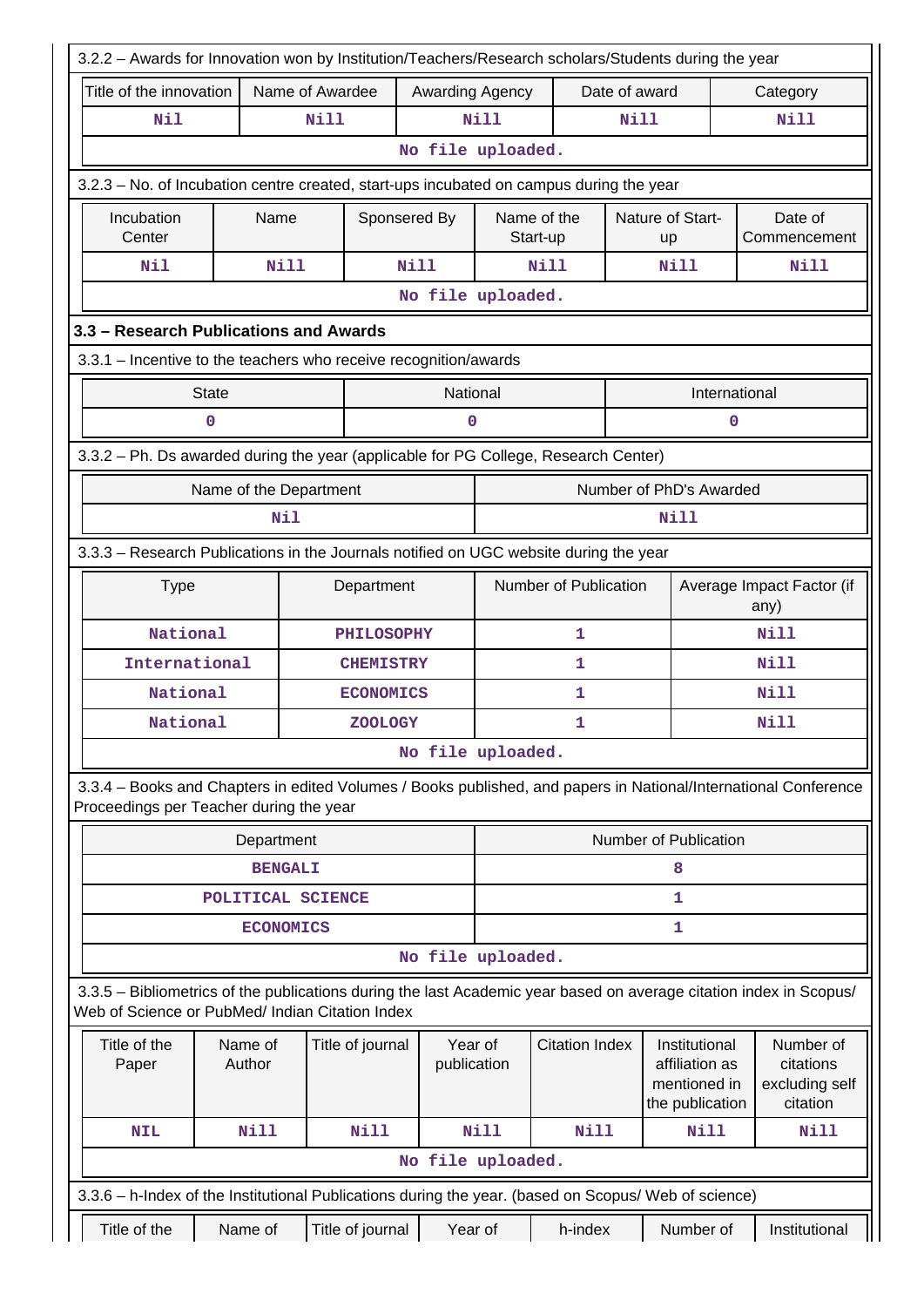3.2.2 – Awards for Innovation won by Institution/Teachers/Research scholars/Students during the year

| Title of the innovation | Name of Awardee | Awarding Agency | Date of award | Category |
|---|---|---|---|---|
| Nil | Nill | Nill | Nill | Nill |
| No file uploaded. | | | | |

3.2.3 – No. of Incubation centre created, start-ups incubated on campus during the year

| Incubation Center | Name | Sponsered By | Name of the Start-up | Nature of Start-up | Date of Commencement |
|---|---|---|---|---|---|
| Nil | Nill | Nill | Nill | Nill | Nill |
| No file uploaded. | | | | | |

### 3.3 – Research Publications and Awards

3.3.1 – Incentive to the teachers who receive recognition/awards

| State | National | International |
|---|---|---|
| 0 | 0 | 0 |

3.3.2 – Ph. Ds awarded during the year (applicable for PG College, Research Center)

| Name of the Department | Number of PhD's Awarded |
|---|---|
| Nil | Nill |

3.3.3 – Research Publications in the Journals notified on UGC website during the year

| Type | Department | Number of Publication | Average Impact Factor (if any) |
|---|---|---|---|
| National | PHILOSOPHY | 1 | Nill |
| International | CHEMISTRY | 1 | Nill |
| National | ECONOMICS | 1 | Nill |
| National | ZOOLOGY | 1 | Nill |
| No file uploaded. | | | |

3.3.4 – Books and Chapters in edited Volumes / Books published, and papers in National/International Conference Proceedings per Teacher during the year

| Department | Number of Publication |
|---|---|
| BENGALI | 8 |
| POLITICAL SCIENCE | 1 |
| ECONOMICS | 1 |
| No file uploaded. | |

3.3.5 – Bibliometrics of the publications during the last Academic year based on average citation index in Scopus/ Web of Science or PubMed/ Indian Citation Index

| Title of the Paper | Name of Author | Title of journal | Year of publication | Citation Index | Institutional affiliation as mentioned in the publication | Number of citations excluding self citation |
|---|---|---|---|---|---|---|
| NIL | Nill | Nill | Nill | Nill | Nill | Nill |
| No file uploaded. | | | | | | |

3.3.6 – h-Index of the Institutional Publications during the year. (based on Scopus/ Web of science)

| Title of the | Name of | Title of journal | Year of | h-index | Number of | Institutional |
|---|---|---|---|---|---|---|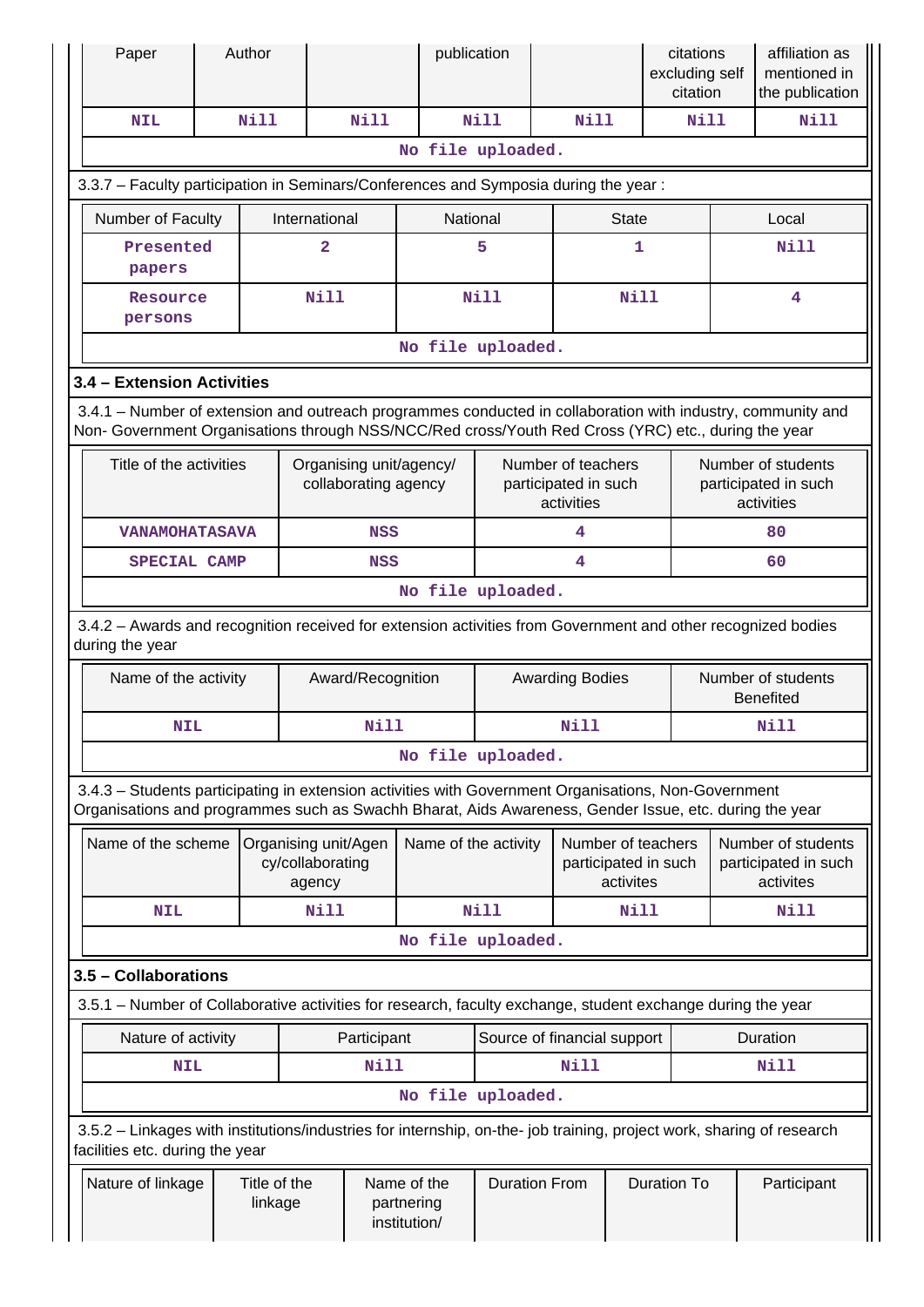| Paper | Author | | publication | | citations excluding self citation | affiliation as mentioned in the publication |
|---|---|---|---|---|---|---|
| NIL | Nill | Nill | Nill | Nill | Nill | Nill |

No file uploaded.

3.3.7 – Faculty participation in Seminars/Conferences and Symposia during the year :

| Number of Faculty | International | National | State | Local |
|---|---|---|---|---|
| Presented papers | 2 | 5 | 1 | Nill |
| Resource persons | Nill | Nill | Nill | 4 |

No file uploaded.

### 3.4 – Extension Activities

3.4.1 – Number of extension and outreach programmes conducted in collaboration with industry, community and Non- Government Organisations through NSS/NCC/Red cross/Youth Red Cross (YRC) etc., during the year

| Title of the activities | Organising unit/agency/ collaborating agency | Number of teachers participated in such activities | Number of students participated in such activities |
|---|---|---|---|
| VANAMOHATASAVA | NSS | 4 | 80 |
| SPECIAL CAMP | NSS | 4 | 60 |

No file uploaded.

3.4.2 – Awards and recognition received for extension activities from Government and other recognized bodies during the year

| Name of the activity | Award/Recognition | Awarding Bodies | Number of students Benefited |
|---|---|---|---|
| NIL | Nill | Nill | Nill |

No file uploaded.

3.4.3 – Students participating in extension activities with Government Organisations, Non-Government Organisations and programmes such as Swachh Bharat, Aids Awareness, Gender Issue, etc. during the year

| Name of the scheme | Organising unit/Agency/collaborating agency | Name of the activity | Number of teachers participated in such activites | Number of students participated in such activites |
|---|---|---|---|---|
| NIL | Nill | Nill | Nill | Nill |

No file uploaded.

### 3.5 – Collaborations

3.5.1 – Number of Collaborative activities for research, faculty exchange, student exchange during the year

| Nature of activity | Participant | Source of financial support | Duration |
|---|---|---|---|
| NIL | Nill | Nill | Nill |

No file uploaded.

3.5.2 – Linkages with institutions/industries for internship, on-the- job training, project work, sharing of research facilities etc. during the year

| Nature of linkage | Title of the linkage | Name of the partnering institution/ | Duration From | Duration To | Participant |
|---|---|---|---|---|---|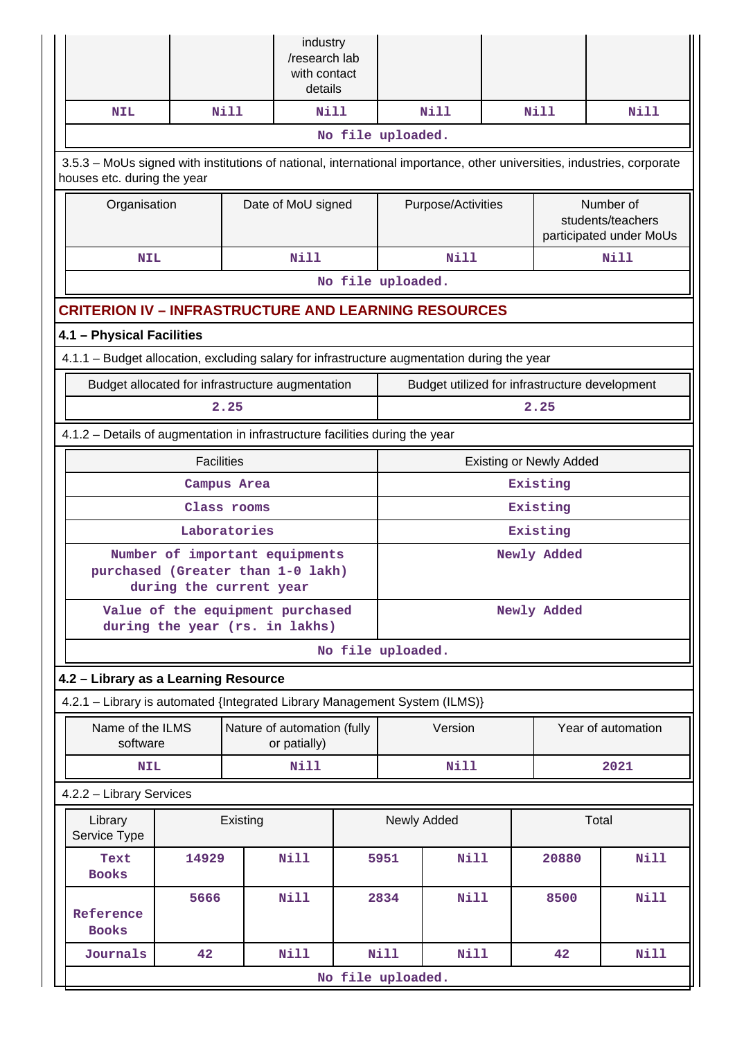| | | industry /research lab with contact details | | | |
|---|---|---|---|---|---|
| NIL | Nill | Nill | Nill | Nill | Nill |
| No file uploaded. | | | | | |

3.5.3 – MoUs signed with institutions of national, international importance, other universities, industries, corporate houses etc. during the year

| Organisation | Date of MoU signed | Purpose/Activities | Number of students/teachers participated under MoUs |
|---|---|---|---|
| NIL | Nill | Nill | Nill |
| No file uploaded. | | | |

## CRITERION IV – INFRASTRUCTURE AND LEARNING RESOURCES

### 4.1 – Physical Facilities

4.1.1 – Budget allocation, excluding salary for infrastructure augmentation during the year

| Budget allocated for infrastructure augmentation | Budget utilized for infrastructure development |
|---|---|
| 2.25 | 2.25 |

4.1.2 – Details of augmentation in infrastructure facilities during the year

| Facilities | Existing or Newly Added |
|---|---|
| Campus Area | Existing |
| Class rooms | Existing |
| Laboratories | Existing |
| Number of important equipments purchased (Greater than 1-0 lakh) during the current year | Newly Added |
| Value of the equipment purchased during the year (rs. in lakhs) | Newly Added |
| No file uploaded. | |

### 4.2 – Library as a Learning Resource

4.2.1 – Library is automated {Integrated Library Management System (ILMS)}

| Name of the ILMS software | Nature of automation (fully or patially) | Version | Year of automation |
|---|---|---|---|
| NIL | Nill | Nill | 2021 |

4.2.2 – Library Services

| Library Service Type | Existing | | Newly Added | | Total | |
|---|---|---|---|---|---|---|
| Text Books | 14929 | Nill | 5951 | Nill | 20880 | Nill |
| Reference Books | 5666 | Nill | 2834 | Nill | 8500 | Nill |
| Journals | 42 | Nill | Nill | Nill | 42 | Nill |
| No file uploaded. | | | | | | |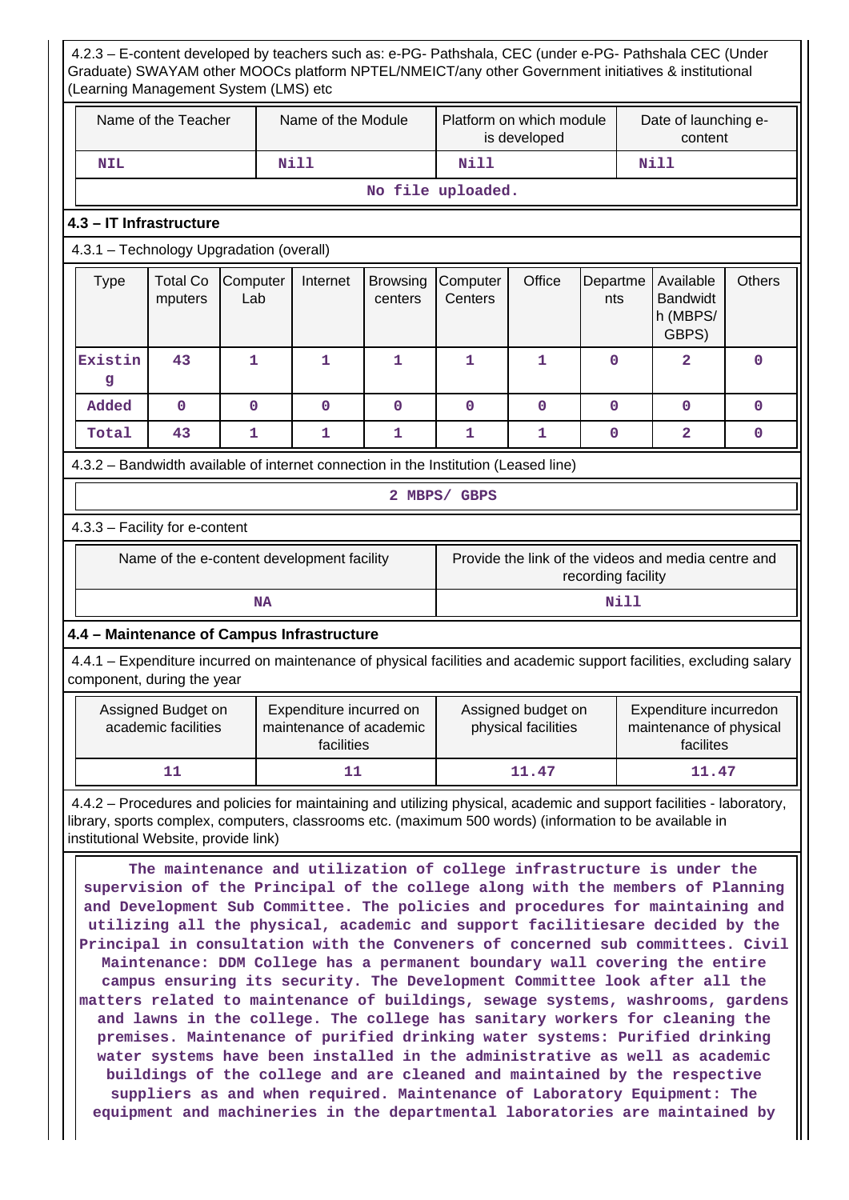4.2.3 – E-content developed by teachers such as: e-PG- Pathshala, CEC (under e-PG- Pathshala CEC (Under Graduate) SWAYAM other MOOCs platform NPTEL/NMEICT/any other Government initiatives & institutional (Learning Management System (LMS) etc

| Name of the Teacher | Name of the Module | Platform on which module is developed | Date of launching e-content |
|---|---|---|---|
| NIL | Nill | Nill | Nill |
| No file uploaded. | | | |

### 4.3 – IT Infrastructure

4.3.1 – Technology Upgradation (overall)

| Type | Total Computers | Computer Lab | Internet | Browsing centers | Computer Centers | Office | Departments | Available Bandwidth (MBPS/ GBPS) | Others |
|---|---|---|---|---|---|---|---|---|---|
| Existing | 43 | 1 | 1 | 1 | 1 | 1 | 0 | 2 | 0 |
| Added | 0 | 0 | 0 | 0 | 0 | 0 | 0 | 0 | 0 |
| Total | 43 | 1 | 1 | 1 | 1 | 1 | 0 | 2 | 0 |

4.3.2 – Bandwidth available of internet connection in the Institution (Leased line)

2 MBPS/ GBPS

4.3.3 – Facility for e-content

| Name of the e-content development facility | Provide the link of the videos and media centre and recording facility |
|---|---|
| NA | Nill |

### 4.4 – Maintenance of Campus Infrastructure

4.4.1 – Expenditure incurred on maintenance of physical facilities and academic support facilities, excluding salary component, during the year

| Assigned Budget on academic facilities | Expenditure incurred on maintenance of academic facilities | Assigned budget on physical facilities | Expenditure incurredon maintenance of physical facilites |
|---|---|---|---|
| 11 | 11 | 11.47 | 11.47 |

4.4.2 – Procedures and policies for maintaining and utilizing physical, academic and support facilities - laboratory, library, sports complex, computers, classrooms etc. (maximum 500 words) (information to be available in institutional Website, provide link)

The maintenance and utilization of college infrastructure is under the supervision of the Principal of the college along with the members of Planning and Development Sub Committee. The policies and procedures for maintaining and utilizing all the physical, academic and support facilitiesare decided by the Principal in consultation with the Conveners of concerned sub committees. Civil Maintenance: DDM College has a permanent boundary wall covering the entire campus ensuring its security. The Development Committee look after all the matters related to maintenance of buildings, sewage systems, washrooms, gardens and lawns in the college. The college has sanitary workers for cleaning the premises. Maintenance of purified drinking water systems: Purified drinking water systems have been installed in the administrative as well as academic buildings of the college and are cleaned and maintained by the respective suppliers as and when required. Maintenance of Laboratory Equipment: The equipment and machineries in the departmental laboratories are maintained by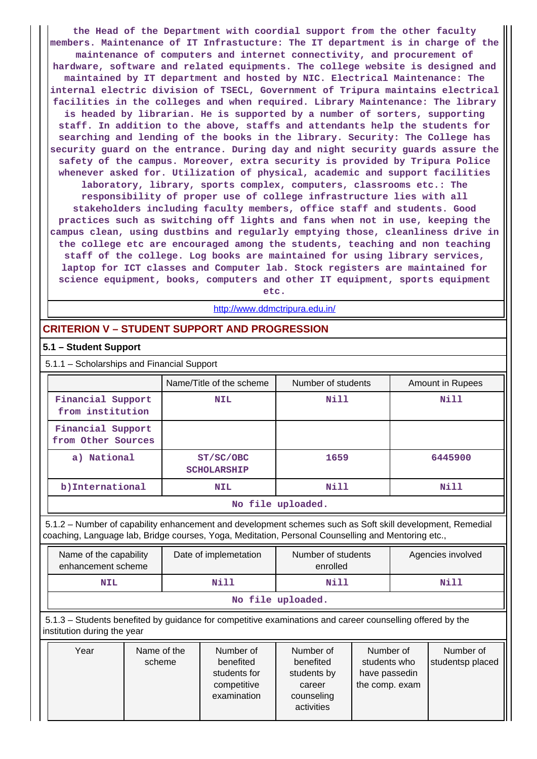the Head of the Department with coordial support from the other faculty members. Maintenance of IT Infrastucture: The IT department is in charge of the maintenance of computers and internet connectivity, and procurement of hardware, software and related equipments. The college website is designed and maintained by IT department and hosted by NIC. Electrical Maintenance: The internal electric division of TSECL, Government of Tripura maintains electrical facilities in the colleges and when required. Library Maintenance: The library is headed by librarian. He is supported by a number of sorters, supporting staff. In addition to the above, staffs and attendants help the students for searching and lending of the books in the library. Security: The College has security guard on the entrance. During day and night security guards assure the safety of the campus. Moreover, extra security is provided by Tripura Police whenever asked for. Utilization of physical, academic and support facilities laboratory, library, sports complex, computers, classrooms etc.: The responsibility of proper use of college infrastructure lies with all stakeholders including faculty members, office staff and students. Good practices such as switching off lights and fans when not in use, keeping the campus clean, using dustbins and regularly emptying those, cleanliness drive in the college etc are encouraged among the students, teaching and non teaching staff of the college. Log books are maintained for using library services, laptop for ICT classes and Computer lab. Stock registers are maintained for science equipment, books, computers and other IT equipment, sports equipment etc.

http://www.ddmctripura.edu.in/

## CRITERION V – STUDENT SUPPORT AND PROGRESSION

### 5.1 – Student Support

5.1.1 – Scholarships and Financial Support

| | Name/Title of the scheme | Number of students | Amount in Rupees |
|---|---|---|---|
| Financial Support from institution | NIL | Nill | Nill |
| Financial Support from Other Sources | | | |
| a) National | ST/SC/OBC SCHOLARSHIP | 1659 | 6445900 |
| b)International | NIL | Nill | Nill |

No file uploaded.

5.1.2 – Number of capability enhancement and development schemes such as Soft skill development, Remedial coaching, Language lab, Bridge courses, Yoga, Meditation, Personal Counselling and Mentoring etc.,

| Name of the capability enhancement scheme | Date of implemetation | Number of students enrolled | Agencies involved |
|---|---|---|---|
| NIL | Nill | Nill | Nill |

No file uploaded.

5.1.3 – Students benefited by guidance for competitive examinations and career counselling offered by the institution during the year

| Year | Name of the scheme | Number of benefited students for competitive examination | Number of benefited students by career counseling activities | Number of students who have passedin the comp. exam | Number of studentsp placed |
|---|---|---|---|---|---|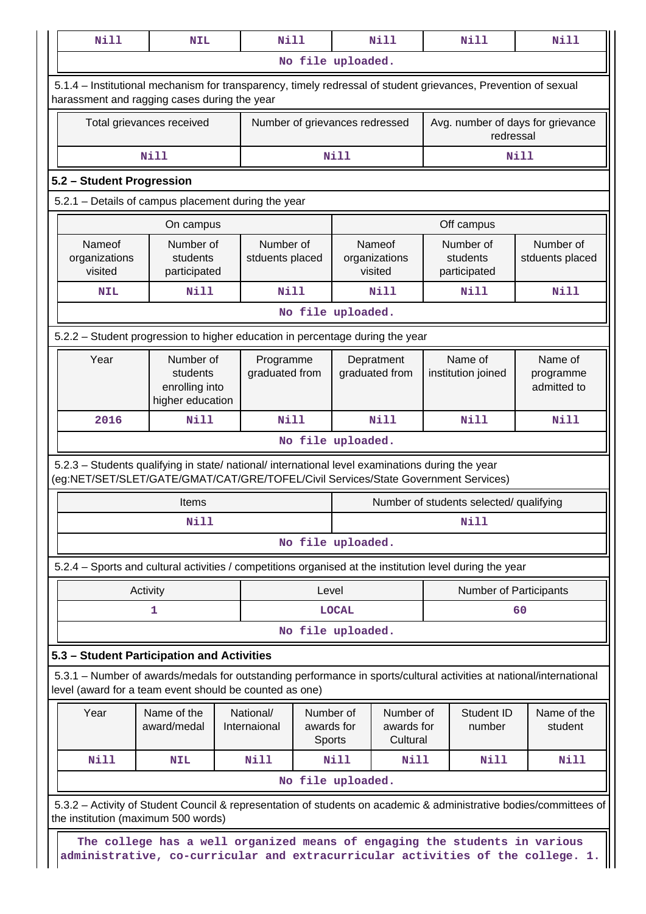| Nill | NIL | Nill | Nill | Nill | Nill |
|---|---|---|---|---|---|
| No file uploaded. | | | | | |

5.1.4 – Institutional mechanism for transparency, timely redressal of student grievances, Prevention of sexual harassment and ragging cases during the year

| Total grievances received | Number of grievances redressed | Avg. number of days for grievance redressal |
|---|---|---|
| Nill | Nill | Nill |

**5.2 – Student Progression**

5.2.1 – Details of campus placement during the year

| On campus | | | Off campus | | |
|---|---|---|---|---|---|
| Nameof organizations visited | Number of students participated | Number of stduents placed | Nameof organizations visited | Number of students participated | Number of stduents placed |
| NIL | Nill | Nill | Nill | Nill | Nill |
| No file uploaded. | | | | | |

5.2.2 – Student progression to higher education in percentage during the year

| Year | Number of students enrolling into higher education | Programme graduated from | Depratment graduated from | Name of institution joined | Name of programme admitted to |
|---|---|---|---|---|---|
| 2016 | Nill | Nill | Nill | Nill | Nill |
| No file uploaded. | | | | | |

5.2.3 – Students qualifying in state/ national/ international level examinations during the year (eg:NET/SET/SLET/GATE/GMAT/CAT/GRE/TOFEL/Civil Services/State Government Services)

| Items | Number of students selected/ qualifying |
|---|---|
| Nill | Nill |
| No file uploaded. | |

5.2.4 – Sports and cultural activities / competitions organised at the institution level during the year

| Activity | Level | Number of Participants |
|---|---|---|
| 1 | LOCAL | 60 |
| No file uploaded. | | |

**5.3 – Student Participation and Activities**

5.3.1 – Number of awards/medals for outstanding performance in sports/cultural activities at national/international level (award for a team event should be counted as one)

| Year | Name of the award/medal | National/ Internaional | Number of awards for Sports | Number of awards for Cultural | Student ID number | Name of the student |
|---|---|---|---|---|---|---|
| Nill | NIL | Nill | Nill | Nill | Nill | Nill |
| No file uploaded. | | | | | | |

5.3.2 – Activity of Student Council & representation of students on academic & administrative bodies/committees of the institution (maximum 500 words)

The college has a well organized means of engaging the students in various administrative, co-curricular and extracurricular activities of the college. 1.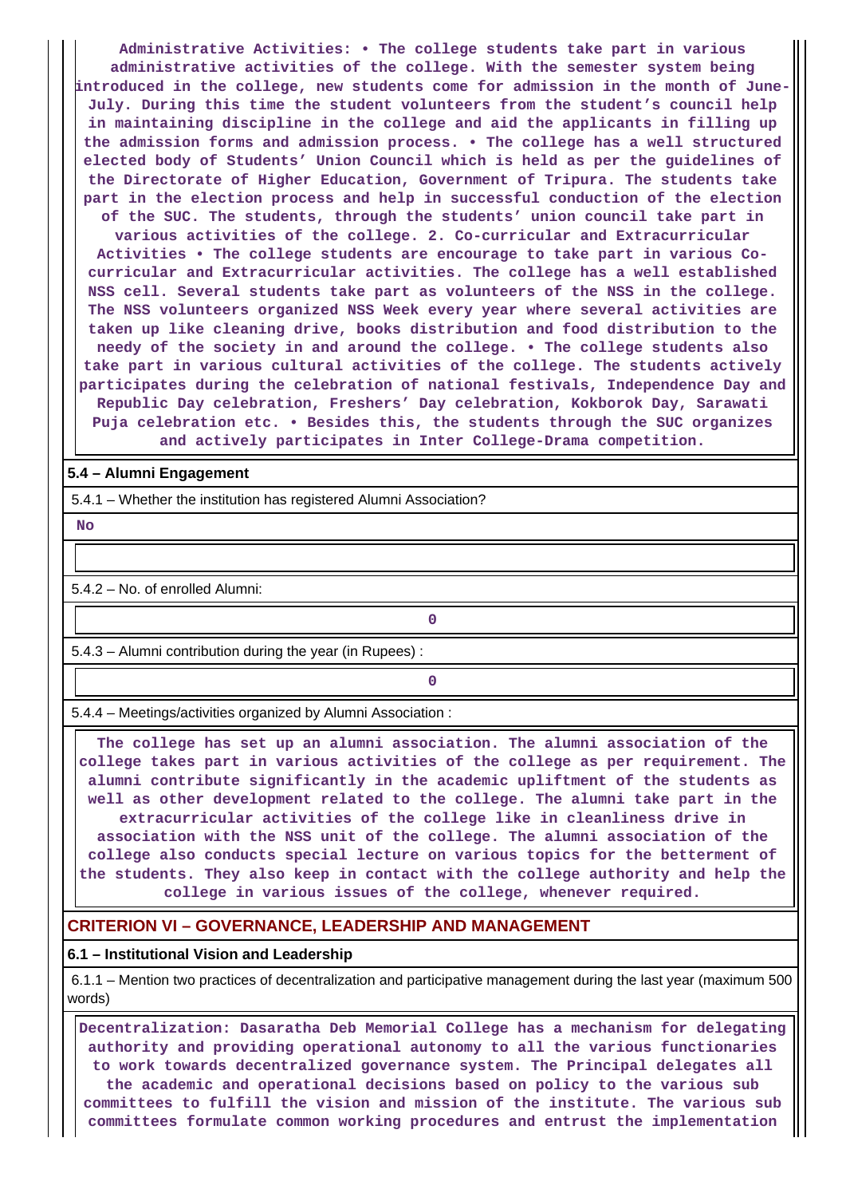**Administrative Activities: • The college students take part in various administrative activities of the college. With the semester system being introduced in the college, new students come for admission in the month of June-July. During this time the student volunteers from the student's council help in maintaining discipline in the college and aid the applicants in filling up the admission forms and admission process. • The college has a well structured elected body of Students' Union Council which is held as per the guidelines of the Directorate of Higher Education, Government of Tripura. The students take part in the election process and help in successful conduction of the election of the SUC. The students, through the students' union council take part in various activities of the college. 2. Co-curricular and Extracurricular Activities • The college students are encourage to take part in various Co-curricular and Extracurricular activities. The college has a well established NSS cell. Several students take part as volunteers of the NSS in the college. The NSS volunteers organized NSS Week every year where several activities are taken up like cleaning drive, books distribution and food distribution to the needy of the society in and around the college. • The college students also take part in various cultural activities of the college. The students actively participates during the celebration of national festivals, Independence Day and Republic Day celebration, Freshers' Day celebration, Kokborok Day, Sarawati Puja celebration etc. • Besides this, the students through the SUC organizes and actively participates in Inter College-Drama competition.**

### 5.4 – Alumni Engagement

5.4.1 – Whether the institution has registered Alumni Association?

**No**

5.4.2 – No. of enrolled Alumni:

**0**

5.4.3 – Alumni contribution during the year (in Rupees) :

**0**

5.4.4 – Meetings/activities organized by Alumni Association :

**The college has set up an alumni association. The alumni association of the college takes part in various activities of the college as per requirement. The alumni contribute significantly in the academic upliftment of the students as well as other development related to the college. The alumni take part in the extracurricular activities of the college like in cleanliness drive in association with the NSS unit of the college. The alumni association of the college also conducts special lecture on various topics for the betterment of the students. They also keep in contact with the college authority and help the college in various issues of the college, whenever required.**

## CRITERION VI – GOVERNANCE, LEADERSHIP AND MANAGEMENT

### 6.1 – Institutional Vision and Leadership

6.1.1 – Mention two practices of decentralization and participative management during the last year (maximum 500 words)

**Decentralization: Dasaratha Deb Memorial College has a mechanism for delegating authority and providing operational autonomy to all the various functionaries to work towards decentralized governance system. The Principal delegates all the academic and operational decisions based on policy to the various sub committees to fulfill the vision and mission of the institute. The various sub committees formulate common working procedures and entrust the implementation**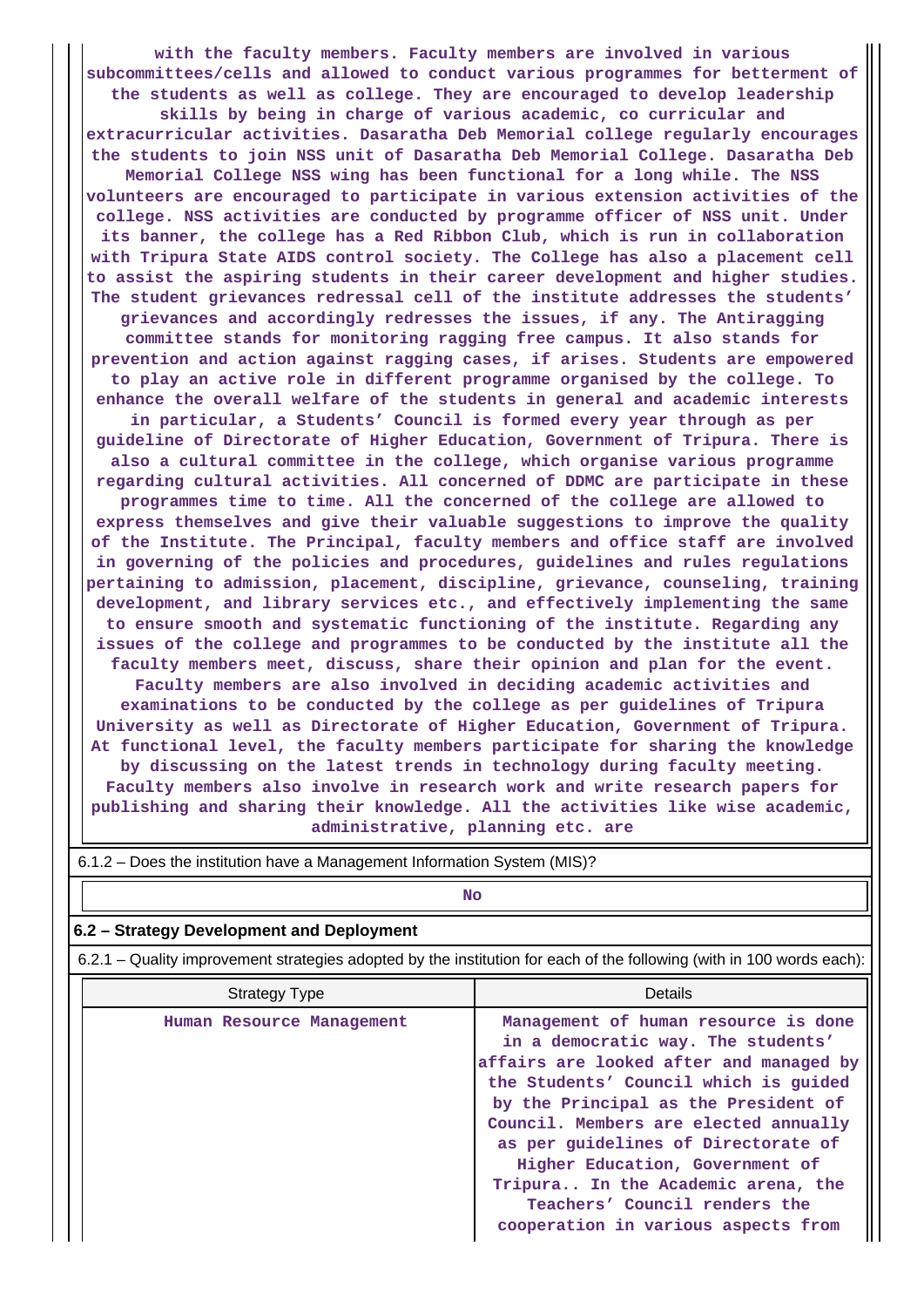with the faculty members. Faculty members are involved in various subcommittees/cells and allowed to conduct various programmes for betterment of the students as well as college. They are encouraged to develop leadership skills by being in charge of various academic, co curricular and extracurricular activities. Dasaratha Deb Memorial college regularly encourages the students to join NSS unit of Dasaratha Deb Memorial College. Dasaratha Deb Memorial College NSS wing has been functional for a long while. The NSS volunteers are encouraged to participate in various extension activities of the college. NSS activities are conducted by programme officer of NSS unit. Under its banner, the college has a Red Ribbon Club, which is run in collaboration with Tripura State AIDS control society. The College has also a placement cell to assist the aspiring students in their career development and higher studies. The student grievances redressal cell of the institute addresses the students' grievances and accordingly redresses the issues, if any. The Antiragging committee stands for monitoring ragging free campus. It also stands for prevention and action against ragging cases, if arises. Students are empowered to play an active role in different programme organised by the college. To enhance the overall welfare of the students in general and academic interests in particular, a Students' Council is formed every year through as per guideline of Directorate of Higher Education, Government of Tripura. There is also a cultural committee in the college, which organise various programme regarding cultural activities. All concerned of DDMC are participate in these programmes time to time. All the concerned of the college are allowed to express themselves and give their valuable suggestions to improve the quality of the Institute. The Principal, faculty members and office staff are involved in governing of the policies and procedures, guidelines and rules regulations pertaining to admission, placement, discipline, grievance, counseling, training development, and library services etc., and effectively implementing the same to ensure smooth and systematic functioning of the institute. Regarding any issues of the college and programmes to be conducted by the institute all the faculty members meet, discuss, share their opinion and plan for the event. Faculty members are also involved in deciding academic activities and examinations to be conducted by the college as per guidelines of Tripura University as well as Directorate of Higher Education, Government of Tripura. At functional level, the faculty members participate for sharing the knowledge by discussing on the latest trends in technology during faculty meeting. Faculty members also involve in research work and write research papers for publishing and sharing their knowledge. All the activities like wise academic, administrative, planning etc. are

6.1.2 – Does the institution have a Management Information System (MIS)?

| No |
|---|

**6.2 – Strategy Development and Deployment**

6.2.1 – Quality improvement strategies adopted by the institution for each of the following (with in 100 words each):

| Strategy Type | Details |
|---|---|
| Human Resource Management | Management of human resource is done in a democratic way. The students' affairs are looked after and managed by the Students' Council which is guided by the Principal as the President of Council. Members are elected annually as per guidelines of Directorate of Higher Education, Government of Tripura.. In the Academic arena, the Teachers' Council renders the cooperation in various aspects from |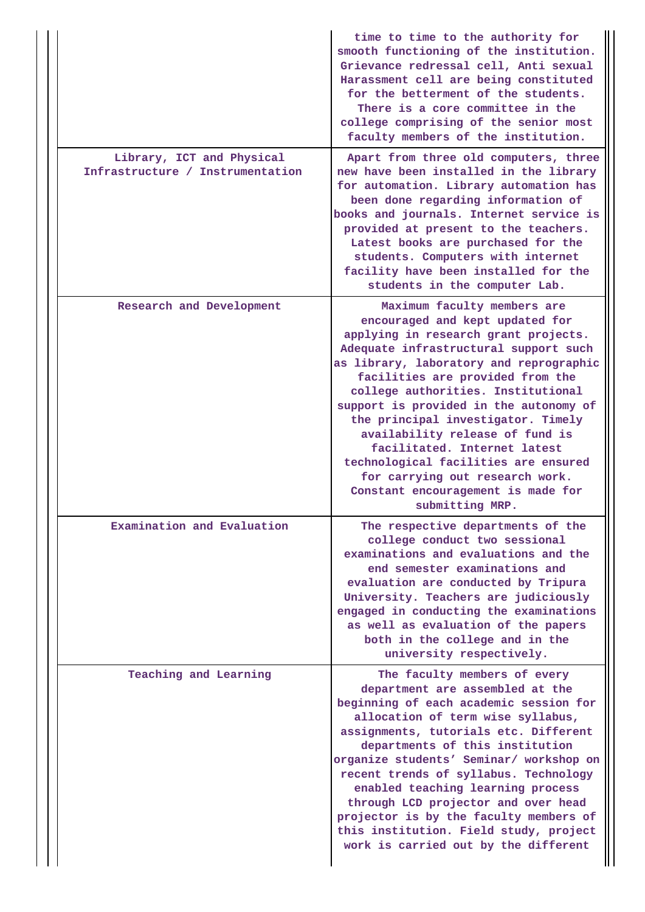| | |
|---|---|
| | time to time to the authority for smooth functioning of the institution. Grievance redressal cell, Anti sexual Harassment cell are being constituted for the betterment of the students. There is a core committee in the college comprising of the senior most faculty members of the institution. |
| Library, ICT and Physical Infrastructure / Instrumentation | Apart from three old computers, three new have been installed in the library for automation. Library automation has been done regarding information of books and journals. Internet service is provided at present to the teachers. Latest books are purchased for the students. Computers with internet facility have been installed for the students in the computer Lab. |
| Research and Development | Maximum faculty members are encouraged and kept updated for applying in research grant projects. Adequate infrastructural support such as library, laboratory and reprographic facilities are provided from the college authorities. Institutional support is provided in the autonomy of the principal investigator. Timely availability release of fund is facilitated. Internet latest technological facilities are ensured for carrying out research work. Constant encouragement is made for submitting MRP. |
| Examination and Evaluation | The respective departments of the college conduct two sessional examinations and evaluations and the end semester examinations and evaluation are conducted by Tripura University. Teachers are judiciously engaged in conducting the examinations as well as evaluation of the papers both in the college and in the university respectively. |
| Teaching and Learning | The faculty members of every department are assembled at the beginning of each academic session for allocation of term wise syllabus, assignments, tutorials etc. Different departments of this institution organize students' Seminar/ workshop on recent trends of syllabus. Technology enabled teaching learning process through LCD projector and over head projector is by the faculty members of this institution. Field study, project work is carried out by the different |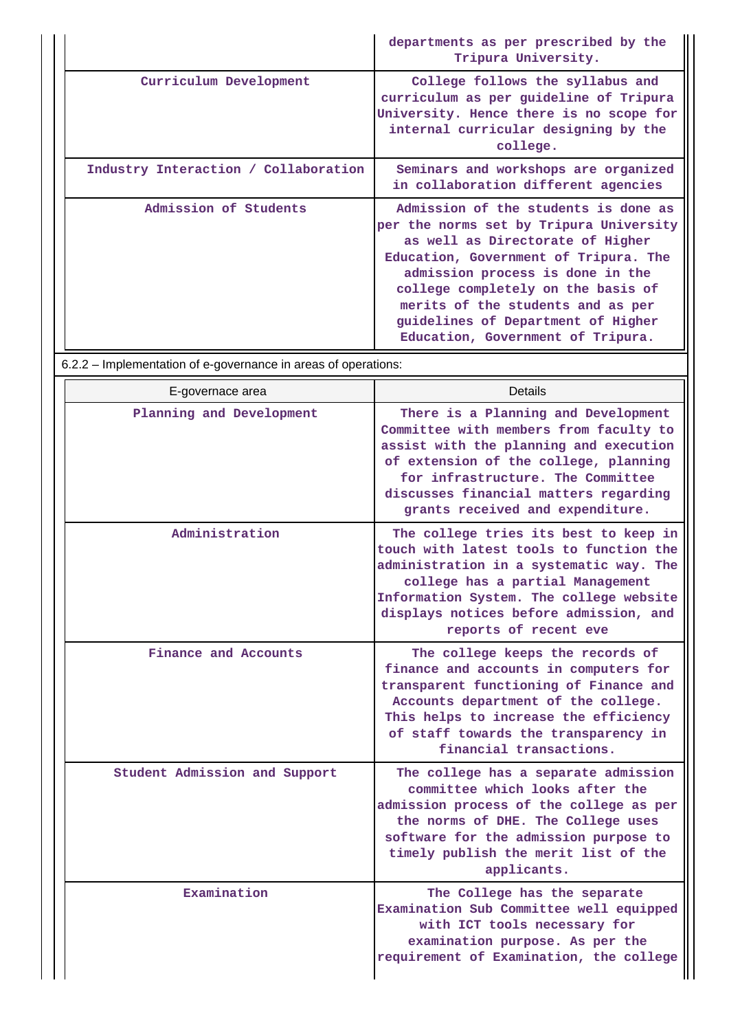| | |
|---|---|
| | departments as per prescribed by the Tripura University. |
| Curriculum Development | College follows the syllabus and curriculum as per guideline of Tripura University. Hence there is no scope for internal curricular designing by the college. |
| Industry Interaction / Collaboration | Seminars and workshops are organized in collaboration different agencies |
| Admission of Students | Admission of the students is done as per the norms set by Tripura University as well as Directorate of Higher Education, Government of Tripura. The admission process is done in the college completely on the basis of merits of the students and as per guidelines of Department of Higher Education, Government of Tripura. |

6.2.2 – Implementation of e-governance in areas of operations:

| E-governace area | Details |
|---|---|
| Planning and Development | There is a Planning and Development Committee with members from faculty to assist with the planning and execution of extension of the college, planning for infrastructure. The Committee discusses financial matters regarding grants received and expenditure. |
| Administration | The college tries its best to keep in touch with latest tools to function the administration in a systematic way. The college has a partial Management Information System. The college website displays notices before admission, and reports of recent eve |
| Finance and Accounts | The college keeps the records of finance and accounts in computers for transparent functioning of Finance and Accounts department of the college. This helps to increase the efficiency of staff towards the transparency in financial transactions. |
| Student Admission and Support | The college has a separate admission committee which looks after the admission process of the college as per the norms of DHE. The College uses software for the admission purpose to timely publish the merit list of the applicants. |
| Examination | The College has the separate Examination Sub Committee well equipped with ICT tools necessary for examination purpose. As per the requirement of Examination, the college |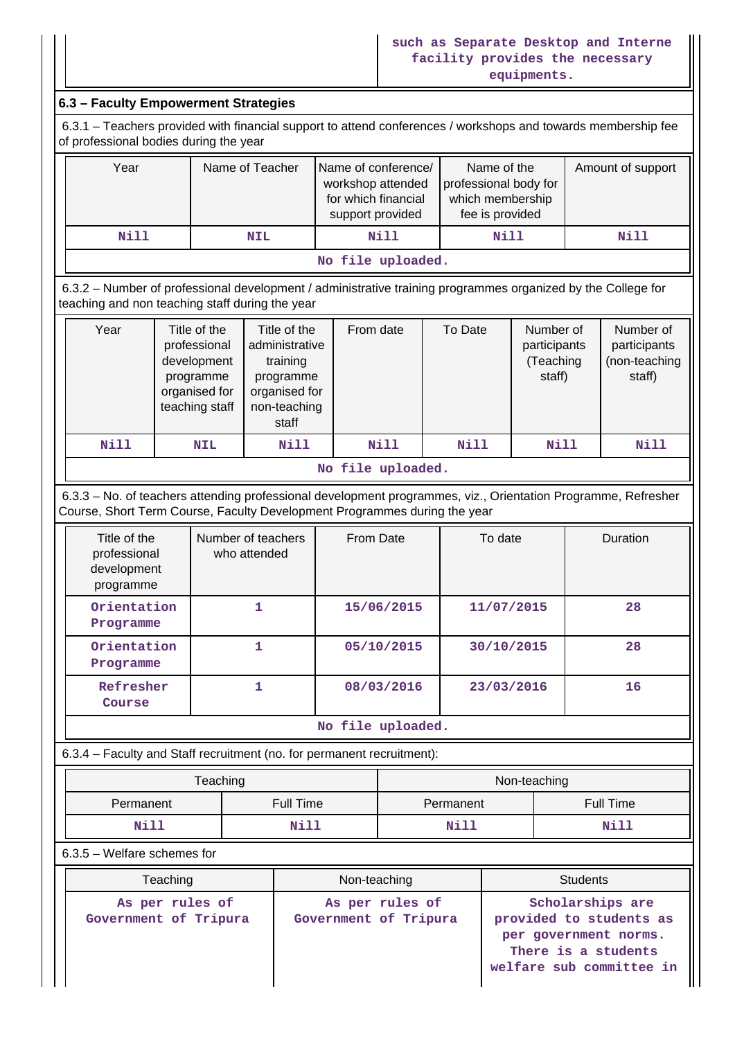| | such as Separate Desktop and Interne facility provides the necessary equipments. |
|---|---|

### 6.3 – Faculty Empowerment Strategies

6.3.1 – Teachers provided with financial support to attend conferences / workshops and towards membership fee of professional bodies during the year

| Year | Name of Teacher | Name of conference/ workshop attended for which financial support provided | Name of the professional body for which membership fee is provided | Amount of support |
|---|---|---|---|---|
| Nill | NIL | Nill | Nill | Nill |
| No file uploaded. | | | | |

6.3.2 – Number of professional development / administrative training programmes organized by the College for teaching and non teaching staff during the year

| Year | Title of the professional development programme organised for teaching staff | Title of the administrative training programme organised for non-teaching staff | From date | To Date | Number of participants (Teaching staff) | Number of participants (non-teaching staff) |
|---|---|---|---|---|---|---|
| Nill | NIL | Nill | Nill | Nill | Nill | Nill |
| No file uploaded. | | | | | | |

6.3.3 – No. of teachers attending professional development programmes, viz., Orientation Programme, Refresher Course, Short Term Course, Faculty Development Programmes during the year

| Title of the professional development programme | Number of teachers who attended | From Date | To date | Duration |
|---|---|---|---|---|
| Orientation Programme | 1 | 15/06/2015 | 11/07/2015 | 28 |
| Orientation Programme | 1 | 05/10/2015 | 30/10/2015 | 28 |
| Refresher Course | 1 | 08/03/2016 | 23/03/2016 | 16 |
| No file uploaded. | | | | |

6.3.4 – Faculty and Staff recruitment (no. for permanent recruitment):

| Teaching | | Non-teaching | |
|---|---|---|---|
| Permanent | Full Time | Permanent | Full Time |
| Nill | Nill | Nill | Nill |

6.3.5 – Welfare schemes for

| Teaching | Non-teaching | Students |
|---|---|---|
| As per rules of Government of Tripura | As per rules of Government of Tripura | Scholarships are provided to students as per government norms. There is a students welfare sub committee in |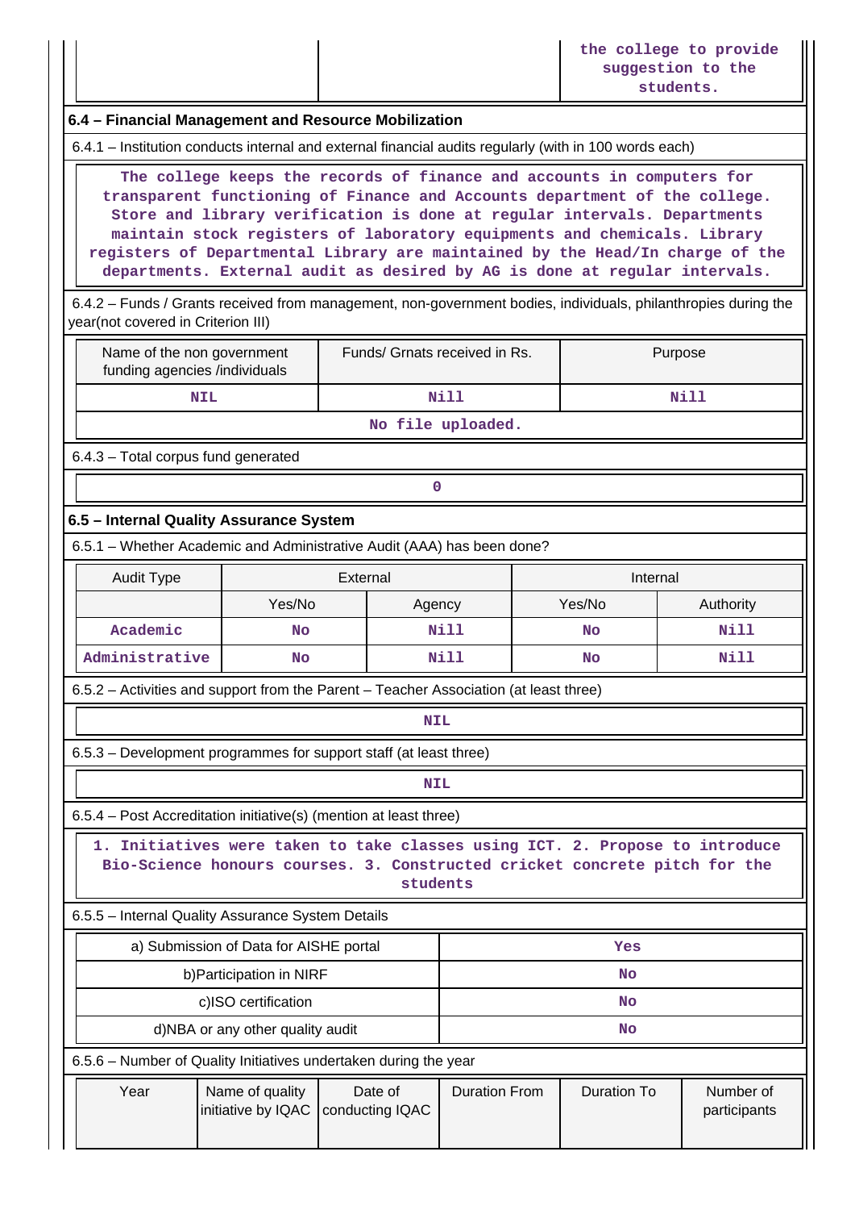| | | the college to provide suggestion to the students. |
|---|---|---|

### 6.4 – Financial Management and Resource Mobilization

6.4.1 – Institution conducts internal and external financial audits regularly (with in 100 words each)

The college keeps the records of finance and accounts in computers for transparent functioning of Finance and Accounts department of the college. Store and library verification is done at regular intervals. Departments maintain stock registers of laboratory equipments and chemicals. Library registers of Departmental Library are maintained by the Head/In charge of the departments. External audit as desired by AG is done at regular intervals.

6.4.2 – Funds / Grants received from management, non-government bodies, individuals, philanthropies during the year(not covered in Criterion III)

| Name of the non government funding agencies /individuals | Funds/ Grnats received in Rs. | Purpose |
|---|---|---|
| NIL | Nill | Nill |

No file uploaded.

6.4.3 – Total corpus fund generated

0

### 6.5 – Internal Quality Assurance System

6.5.1 – Whether Academic and Administrative Audit (AAA) has been done?

| Audit Type | External | | Internal | |
|---|---|---|---|---|
| | Yes/No | Agency | Yes/No | Authority |
| Academic | No | Nill | No | Nill |
| Administrative | No | Nill | No | Nill |

6.5.2 – Activities and support from the Parent – Teacher Association (at least three)

NIL

6.5.3 – Development programmes for support staff (at least three)

NIL

6.5.4 – Post Accreditation initiative(s) (mention at least three)

1. Initiatives were taken to take classes using ICT. 2. Propose to introduce Bio-Science honours courses. 3. Constructed cricket concrete pitch for the students

6.5.5 – Internal Quality Assurance System Details

| | |
|---|---|
| a) Submission of Data for AISHE portal | Yes |
| b)Participation in NIRF | No |
| c)ISO certification | No |
| d)NBA or any other quality audit | No |

6.5.6 – Number of Quality Initiatives undertaken during the year

| Year | Name of quality initiative by IQAC | Date of conducting IQAC | Duration From | Duration To | Number of participants |
|---|---|---|---|---|---|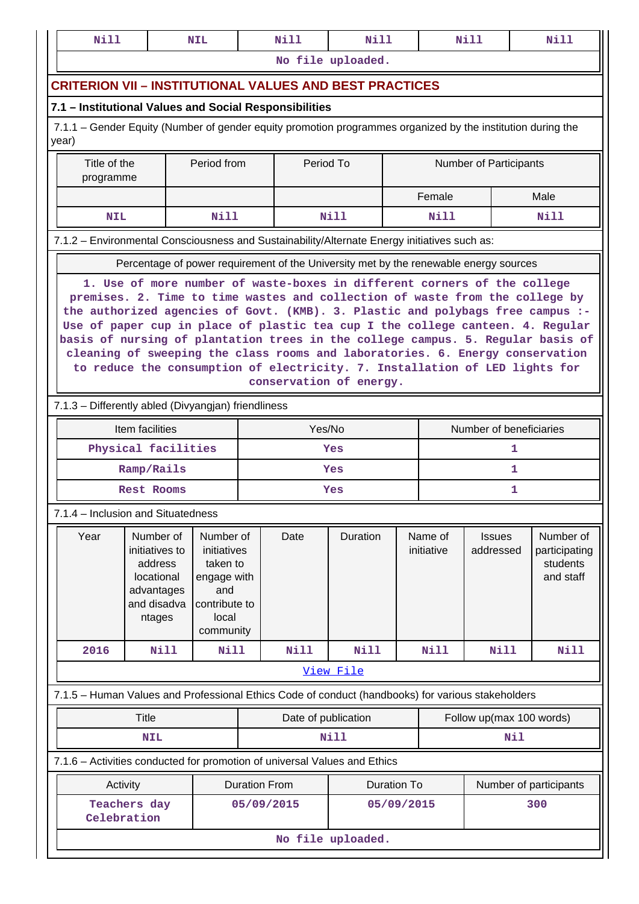| Nill | NIL | Nill | Nill | Nill | Nill |
|---|---|---|---|---|---|
| No file uploaded. | | | | | |

## CRITERION VII – INSTITUTIONAL VALUES AND BEST PRACTICES

### 7.1 – Institutional Values and Social Responsibilities

7.1.1 – Gender Equity (Number of gender equity promotion programmes organized by the institution during the year)

| Title of the programme | Period from | Period To | Number of Participants | |
|---|---|---|---|---|
| | | | Female | Male |
| NIL | Nill | Nill | Nill | Nill |

7.1.2 – Environmental Consciousness and Sustainability/Alternate Energy initiatives such as:

| Percentage of power requirement of the University met by the renewable energy sources |
|---|
| 1. Use of more number of waste-boxes in different corners of the college premises. 2. Time to time wastes and collection of waste from the college by the authorized agencies of Govt. (KMB). 3. Plastic and polybags free campus :- Use of paper cup in place of plastic tea cup I the college canteen. 4. Regular basis of nursing of plantation trees in the college campus. 5. Regular basis of cleaning of sweeping the class rooms and laboratories. 6. Energy conservation to reduce the consumption of electricity. 7. Installation of LED lights for conservation of energy. |

7.1.3 – Differently abled (Divyangjan) friendliness

| Item facilities | Yes/No | Number of beneficiaries |
|---|---|---|
| Physical facilities | Yes | 1 |
| Ramp/Rails | Yes | 1 |
| Rest Rooms | Yes | 1 |

7.1.4 – Inclusion and Situatedness

| Year | Number of initiatives to address locational advantages and disadvantages | Number of initiatives taken to engage with and contribute to local community | Date | Duration | Name of initiative | Issues addressed | Number of participating students and staff |
|---|---|---|---|---|---|---|---|
| 2016 | Nill | Nill | Nill | Nill | Nill | Nill | Nill |
| View File | | | | | | | |

7.1.5 – Human Values and Professional Ethics Code of conduct (handbooks) for various stakeholders

| Title | Date of publication | Follow up(max 100 words) |
|---|---|---|
| NIL | Nill | Nil |

7.1.6 – Activities conducted for promotion of universal Values and Ethics

| Activity | Duration From | Duration To | Number of participants |
|---|---|---|---|
| Teachers day Celebration | 05/09/2015 | 05/09/2015 | 300 |
| No file uploaded. | | | |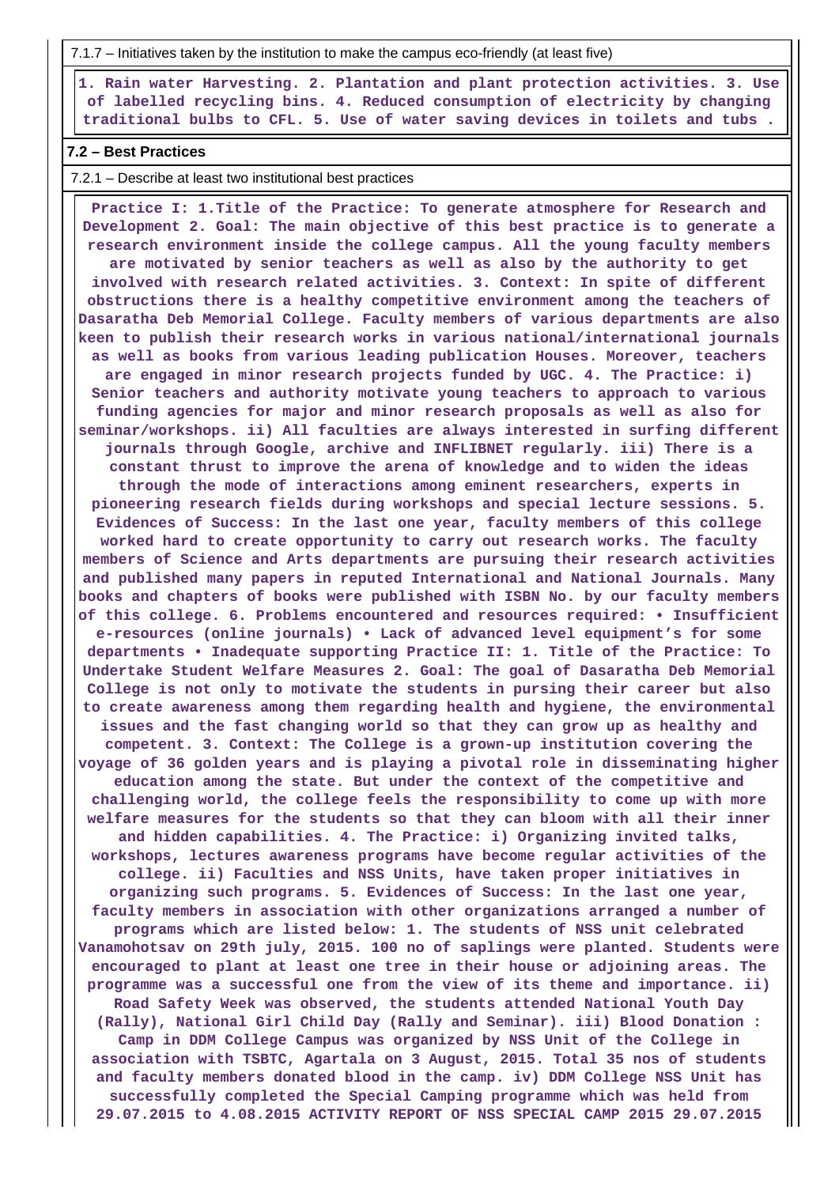7.1.7 – Initiatives taken by the institution to make the campus eco-friendly (at least five)

**1. Rain water Harvesting. 2. Plantation and plant protection activities. 3. Use of labelled recycling bins. 4. Reduced consumption of electricity by changing traditional bulbs to CFL. 5. Use of water saving devices in toilets and tubs .**

### 7.2 – Best Practices

7.2.1 – Describe at least two institutional best practices

**Practice I: 1.Title of the Practice: To generate atmosphere for Research and Development 2. Goal: The main objective of this best practice is to generate a research environment inside the college campus. All the young faculty members are motivated by senior teachers as well as also by the authority to get involved with research related activities. 3. Context: In spite of different obstructions there is a healthy competitive environment among the teachers of Dasaratha Deb Memorial College. Faculty members of various departments are also keen to publish their research works in various national/international journals as well as books from various leading publication Houses. Moreover, teachers are engaged in minor research projects funded by UGC. 4. The Practice: i) Senior teachers and authority motivate young teachers to approach to various funding agencies for major and minor research proposals as well as also for seminar/workshops. ii) All faculties are always interested in surfing different journals through Google, archive and INFLIBNET regularly. iii) There is a constant thrust to improve the arena of knowledge and to widen the ideas through the mode of interactions among eminent researchers, experts in pioneering research fields during workshops and special lecture sessions. 5. Evidences of Success: In the last one year, faculty members of this college worked hard to create opportunity to carry out research works. The faculty members of Science and Arts departments are pursuing their research activities and published many papers in reputed International and National Journals. Many books and chapters of books were published with ISBN No. by our faculty members of this college. 6. Problems encountered and resources required: • Insufficient e-resources (online journals) • Lack of advanced level equipment's for some departments • Inadequate supporting Practice II: 1. Title of the Practice: To Undertake Student Welfare Measures 2. Goal: The goal of Dasaratha Deb Memorial College is not only to motivate the students in pursing their career but also to create awareness among them regarding health and hygiene, the environmental issues and the fast changing world so that they can grow up as healthy and competent. 3. Context: The College is a grown-up institution covering the voyage of 36 golden years and is playing a pivotal role in disseminating higher education among the state. But under the context of the competitive and challenging world, the college feels the responsibility to come up with more welfare measures for the students so that they can bloom with all their inner and hidden capabilities. 4. The Practice: i) Organizing invited talks, workshops, lectures awareness programs have become regular activities of the college. ii) Faculties and NSS Units, have taken proper initiatives in organizing such programs. 5. Evidences of Success: In the last one year, faculty members in association with other organizations arranged a number of programs which are listed below: 1. The students of NSS unit celebrated Vanamohotsav on 29th july, 2015. 100 no of saplings were planted. Students were encouraged to plant at least one tree in their house or adjoining areas. The programme was a successful one from the view of its theme and importance. ii) Road Safety Week was observed, the students attended National Youth Day (Rally), National Girl Child Day (Rally and Seminar). iii) Blood Donation : Camp in DDM College Campus was organized by NSS Unit of the College in association with TSBTC, Agartala on 3 August, 2015. Total 35 nos of students and faculty members donated blood in the camp. iv) DDM College NSS Unit has successfully completed the Special Camping programme which was held from 29.07.2015 to 4.08.2015 ACTIVITY REPORT OF NSS SPECIAL CAMP 2015 29.07.2015**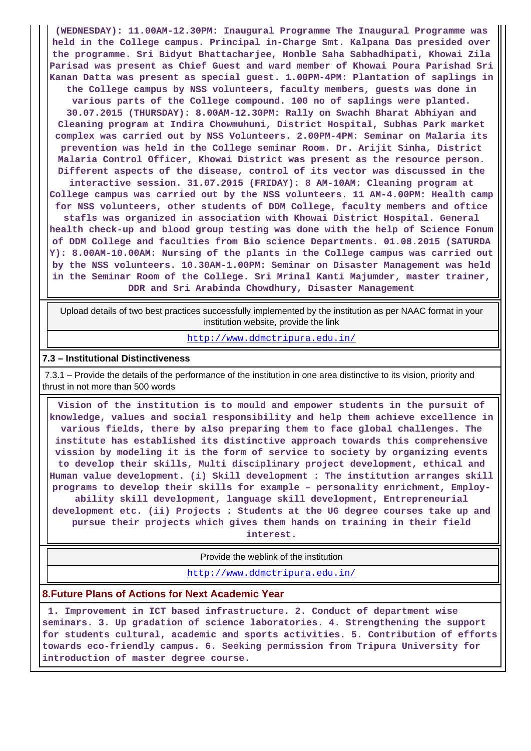(WEDNESDAY): 11.00AM-12.30PM: Inaugural Programme The Inaugural Programme was held in the College campus. Principal in-Charge Smt. Kalpana Das presided over the programme. Sri Bidyut Bhattacharjee, Honble Saha Sabhadhipati, Khowai Zila Parisad was present as Chief Guest and ward member of Khowai Poura Parishad Sri Kanan Datta was present as special guest. 1.00PM-4PM: Plantation of saplings in the College campus by NSS volunteers, faculty members, guests was done in various parts of the College compound. 100 no of saplings were planted. 30.07.2015 (THURSDAY): 8.00AM-12.30PM: Rally on Swachh Bharat Abhiyan and Cleaning program at Indira Chowmuhuni, District Hospital, Subhas Park market complex was carried out by NSS Volunteers. 2.00PM-4PM: Seminar on Malaria its prevention was held in the College seminar Room. Dr. Arijit Sinha, District Malaria Control Officer, Khowai District was present as the resource person. Different aspects of the disease, control of its vector was discussed in the interactive session. 31.07.2015 (FRIDAY): 8 AM-10AM: Cleaning program at College campus was carried out by the NSS volunteers. 11 AM-4.00PM: Health camp for NSS volunteers, other students of DDM College, faculty members and office stafls was organized in association with Khowai District Hospital. General health check-up and blood group testing was done with the help of Science Fonum of DDM College and faculties from Bio science Departments. 01.08.2015 (SATURDA Y): 8.00AM-10.00AM: Nursing of the plants in the College campus was carried out by the NSS volunteers. 10.30AM-1.00PM: Seminar on Disaster Management was held in the Seminar Room of the College. Sri Mrinal Kanti Majumder, master trainer, DDR and Sri Arabinda Chowdhury, Disaster Management

| Upload details of two best practices successfully implemented by the institution as per NAAC format in your institution website, provide the link |
|---|
| http://www.ddmctripura.edu.in/ |

**7.3 – Institutional Distinctiveness**

7.3.1 – Provide the details of the performance of the institution in one area distinctive to its vision, priority and thrust in not more than 500 words

Vision of the institution is to mould and empower students in the pursuit of knowledge, values and social responsibility and help them achieve excellence in various fields, there by also preparing them to face global challenges. The institute has established its distinctive approach towards this comprehensive vision by modeling it is the form of service to society by organizing events to develop their skills, Multi disciplinary project development, ethical and Human value development. (i) Skill development : The institution arranges skill programs to develop their skills for example – personality enrichment, Employ-ability skill development, language skill development, Entrepreneurial development etc. (ii) Projects : Students at the UG degree courses take up and pursue their projects which gives them hands on training in their field interest.

| Provide the weblink of the institution |
|---|
| http://www.ddmctripura.edu.in/ |

## 8.Future Plans of Actions for Next Academic Year

1. Improvement in ICT based infrastructure. 2. Conduct of department wise seminars. 3. Up gradation of science laboratories. 4. Strengthening the support for students cultural, academic and sports activities. 5. Contribution of efforts towards eco-friendly campus. 6. Seeking permission from Tripura University for introduction of master degree course.